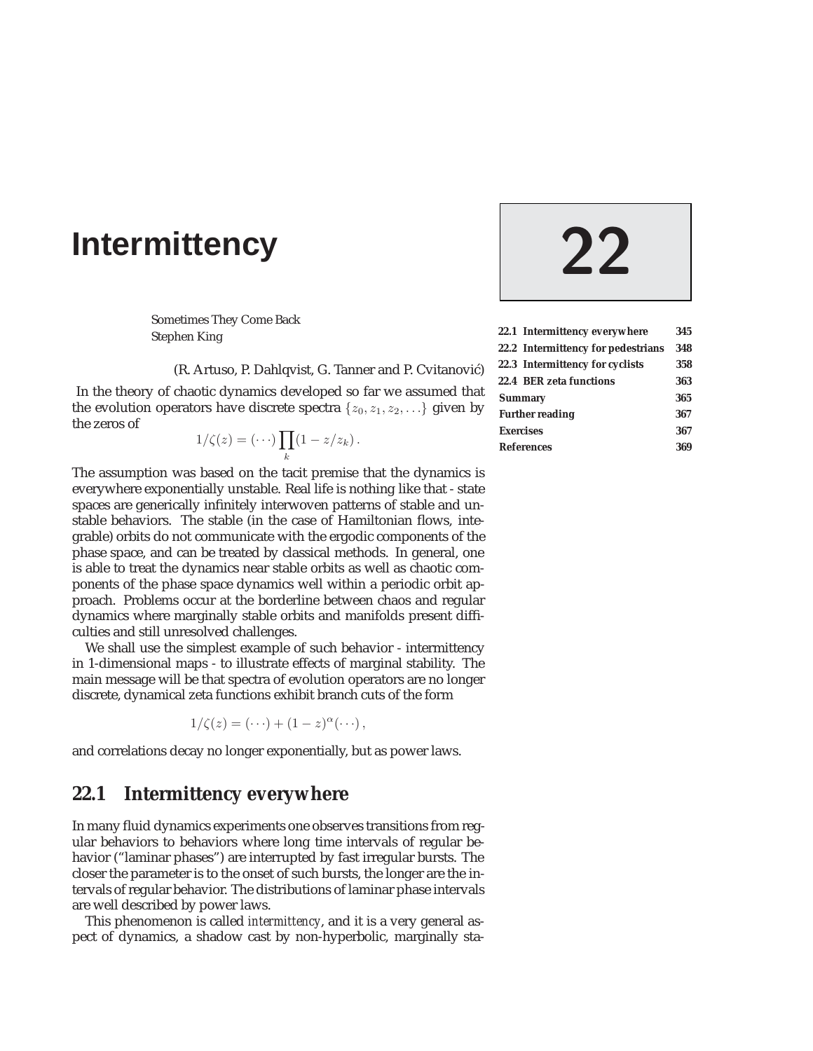# Intermittency

# 22

| | |
|---|---|
| **22.1 Intermittency everywhere** | **345** |
| **22.2 Intermittency for pedestrians** | **348** |
| **22.3 Intermittency for cyclists** | **358** |
| **22.4 BER zeta functions** | **363** |
| **Summary** | **365** |
| **Further reading** | **367** |
| **Exercises** | **367** |
| **References** | **369** |

Sometimes They Come Back
Stephen King

(R. Artuso, P. Dahlqvist, G. Tanner and P. Cvitanović)

In the theory of chaotic dynamics developed so far we assumed that the evolution operators have discrete spectra $\{z_0, z_1, z_2, \ldots\}$ given by the zeros of

$$1/\zeta(z) = (\cdots) \prod_k (1 - z/z_k) \, .$$

The assumption was based on the tacit premise that the dynamics is everywhere exponentially unstable. Real life is nothing like that - state spaces are generically infinitely interwoven patterns of stable and unstable behaviors. The stable (in the case of Hamiltonian flows, integrable) orbits do not communicate with the ergodic components of the phase space, and can be treated by classical methods. In general, one is able to treat the dynamics near stable orbits as well as chaotic components of the phase space dynamics well within a periodic orbit approach. Problems occur at the borderline between chaos and regular dynamics where marginally stable orbits and manifolds present difficulties and still unresolved challenges.

We shall use the simplest example of such behavior - intermittency in 1-dimensional maps - to illustrate effects of marginal stability. The main message will be that spectra of evolution operators are no longer discrete, dynamical zeta functions exhibit branch cuts of the form

$$1/\zeta(z) = (\cdots) + (1 - z)^{\alpha} (\cdots) \, ,$$

and correlations decay no longer exponentially, but as power laws.

## 22.1 Intermittency everywhere

In many fluid dynamics experiments one observes transitions from regular behaviors to behaviors where long time intervals of regular behavior ("laminar phases") are interrupted by fast irregular bursts. The closer the parameter is to the onset of such bursts, the longer are the intervals of regular behavior. The distributions of laminar phase intervals are well described by power laws.

This phenomenon is called *intermittency*, and it is a very general aspect of dynamics, a shadow cast by non-hyperbolic, marginally sta-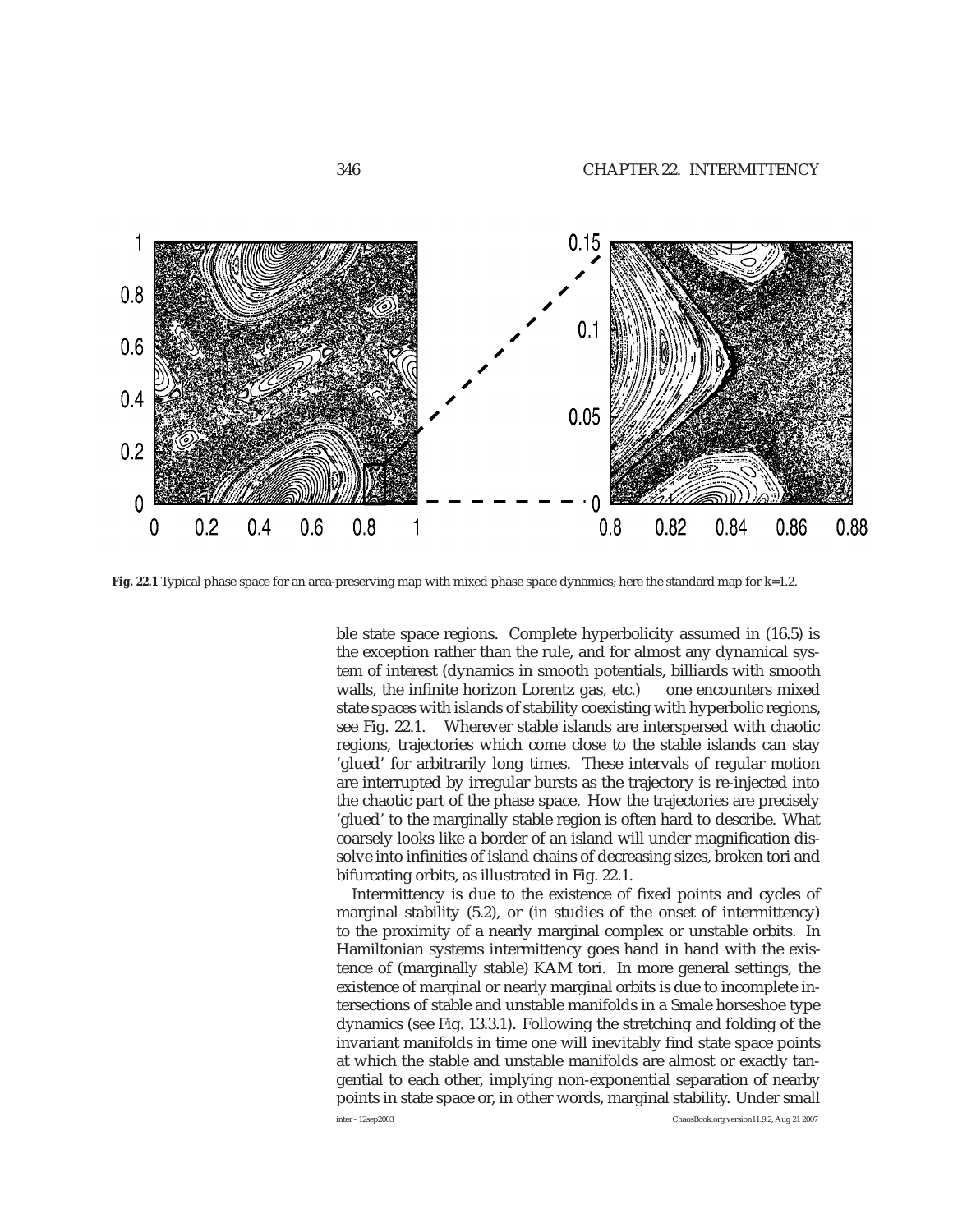**Fig. 22.1** Typical phase space for an area-preserving map with mixed phase space dynamics; here the standard map for k=1.2.

ble state space regions. Complete hyperbolicity assumed in (16.5) is the exception rather than the rule, and for almost any dynamical system of interest (dynamics in smooth potentials, billiards with smooth walls, the infinite horizon Lorentz gas, etc.) one encounters mixed state spaces with islands of stability coexisting with hyperbolic regions, see Fig. 22.1. Wherever stable islands are interspersed with chaotic regions, trajectories which come close to the stable islands can stay 'glued' for arbitrarily long times. These intervals of regular motion are interrupted by irregular bursts as the trajectory is re-injected into the chaotic part of the phase space. How the trajectories are precisely 'glued' to the marginally stable region is often hard to describe. What coarsely looks like a border of an island will under magnification dissolve into infinities of island chains of decreasing sizes, broken tori and bifurcating orbits, as illustrated in Fig. 22.1.

Intermittency is due to the existence of fixed points and cycles of marginal stability (5.2), or (in studies of the onset of intermittency) to the proximity of a nearly marginal complex or unstable orbits. In Hamiltonian systems intermittency goes hand in hand with the existence of (marginally stable) KAM tori. In more general settings, the existence of marginal or nearly marginal orbits is due to incomplete intersections of stable and unstable manifolds in a Smale horseshoe type dynamics (see Fig. 13.3.1). Following the stretching and folding of the invariant manifolds in time one will inevitably find state space points at which the stable and unstable manifolds are almost or exactly tangential to each other, implying non-exponential separation of nearby points in state space or, in other words, marginal stability. Under small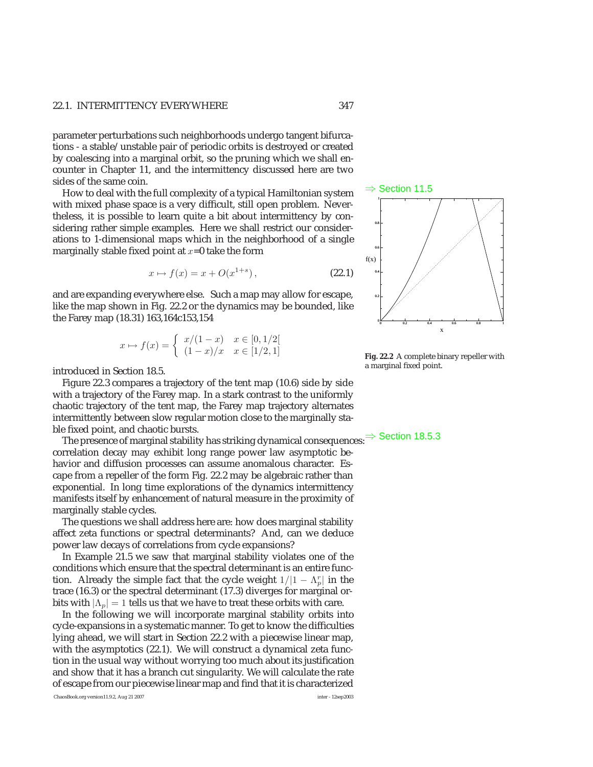parameter perturbations such neighborhoods undergo tangent bifurcations - a stable/unstable pair of periodic orbits is destroyed or created by coalescing into a marginal orbit, so the pruning which we shall encounter in Chapter 11, and the intermittency discussed here are two sides of the same coin.

⇒ Section 11.5

How to deal with the full complexity of a typical Hamiltonian system with mixed phase space is a very difficult, still open problem. Nevertheless, it is possible to learn quite a bit about intermittency by considering rather simple examples. Here we shall restrict our considerations to 1-dimensional maps which in the neighborhood of a single marginally stable fixed point at $x$=0 take the form

$$x \mapsto f(x) = x + O(x^{1+s}), \tag{22.1}$$

and are expanding everywhere else. Such a map may allow for escape, like the map shown in Fig. 22.2 or the dynamics may be bounded, like the Farey map (18.31) 163,164c153,154

$$x \mapsto f(x) = \begin{cases} x/(1-x) & x \in [0, 1/2[ \\ (1-x)/x & x \in [1/2, 1] \end{cases}$$

introduced in Section 18.5.

**Fig. 22.2** A complete binary repeller with a marginal fixed point.

Figure 22.3 compares a trajectory of the tent map (10.6) side by side with a trajectory of the Farey map. In a stark contrast to the uniformly chaotic trajectory of the tent map, the Farey map trajectory alternates intermittently between slow regular motion close to the marginally stable fixed point, and chaotic bursts.

⇒ Section 18.5.3

The presence of marginal stability has striking dynamical consequences: correlation decay may exhibit long range power law asymptotic behavior and diffusion processes can assume anomalous character. Escape from a repeller of the form Fig. 22.2 may be algebraic rather than exponential. In long time explorations of the dynamics intermittency manifests itself by enhancement of natural measure in the proximity of marginally stable cycles.

The questions we shall address here are: how does marginal stability affect zeta functions or spectral determinants? And, can we deduce power law decays of correlations from cycle expansions?

In Example 21.5 we saw that marginal stability violates one of the conditions which ensure that the spectral determinant is an entire function. Already the simple fact that the cycle weight $1/|1 - \Lambda_p^r|$ in the trace (16.3) or the spectral determinant (17.3) diverges for marginal orbits with $|\Lambda_p| = 1$ tells us that we have to treat these orbits with care.

In the following we will incorporate marginal stability orbits into cycle-expansions in a systematic manner. To get to know the difficulties lying ahead, we will start in Section 22.2 with a piecewise linear map, with the asymptotics (22.1). We will construct a dynamical zeta function in the usual way without worrying too much about its justification and show that it has a branch cut singularity. We will calculate the rate of escape from our piecewise linear map and find that it is characterized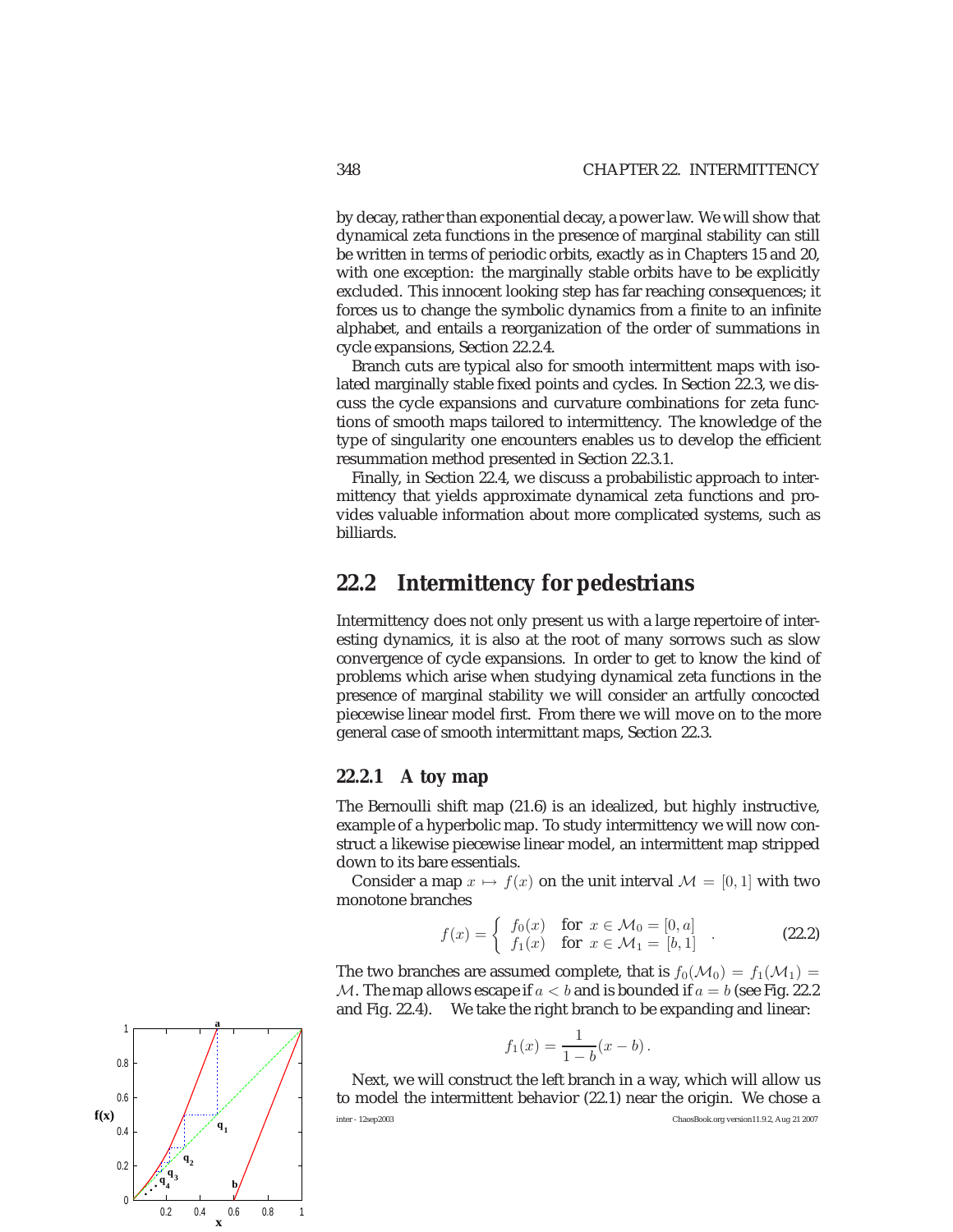by decay, rather than exponential decay, a power law. We will show that dynamical zeta functions in the presence of marginal stability can still be written in terms of periodic orbits, exactly as in Chapters 15 and 20, with one exception: the marginally stable orbits have to be explicitly excluded. This innocent looking step has far reaching consequences; it forces us to change the symbolic dynamics from a finite to an infinite alphabet, and entails a reorganization of the order of summations in cycle expansions, Section 22.2.4.

Branch cuts are typical also for smooth intermittent maps with isolated marginally stable fixed points and cycles. In Section 22.3, we discuss the cycle expansions and curvature combinations for zeta functions of smooth maps tailored to intermittency. The knowledge of the type of singularity one encounters enables us to develop the efficient resummation method presented in Section 22.3.1.

Finally, in Section 22.4, we discuss a probabilistic approach to intermittency that yields approximate dynamical zeta functions and provides valuable information about more complicated systems, such as billiards.

## 22.2 Intermittency for pedestrians

Intermittency does not only present us with a large repertoire of interesting dynamics, it is also at the root of many sorrows such as slow convergence of cycle expansions. In order to get to know the kind of problems which arise when studying dynamical zeta functions in the presence of marginal stability we will consider an artfully concocted piecewise linear model first. From there we will move on to the more general case of smooth intermittant maps, Section 22.3.

### 22.2.1 A toy map

The Bernoulli shift map (21.6) is an idealized, but highly instructive, example of a hyperbolic map. To study intermittency we will now construct a likewise piecewise linear model, an intermittent map stripped down to its bare essentials.

Consider a map $x \mapsto f(x)$ on the unit interval $\mathcal{M} = [0, 1]$ with two monotone branches

$$f(x) = \begin{cases} f_0(x) & \text{for } x \in \mathcal{M}_0 = [0, a] \\ f_1(x) & \text{for } x \in \mathcal{M}_1 = [b, 1] \end{cases} . \qquad (22.2)$$

The two branches are assumed complete, that is $f_0(\mathcal{M}_0) = f_1(\mathcal{M}_1) = \mathcal{M}$. The map allows escape if $a < b$ and is bounded if $a = b$ (see Fig. 22.2 and Fig. 22.4). We take the right branch to be expanding and linear:

$$f_1(x) = \frac{1}{1-b}(x - b)\,.$$

Next, we will construct the left branch in a way, which will allow us to model the intermittent behavior (22.1) near the origin. We chose a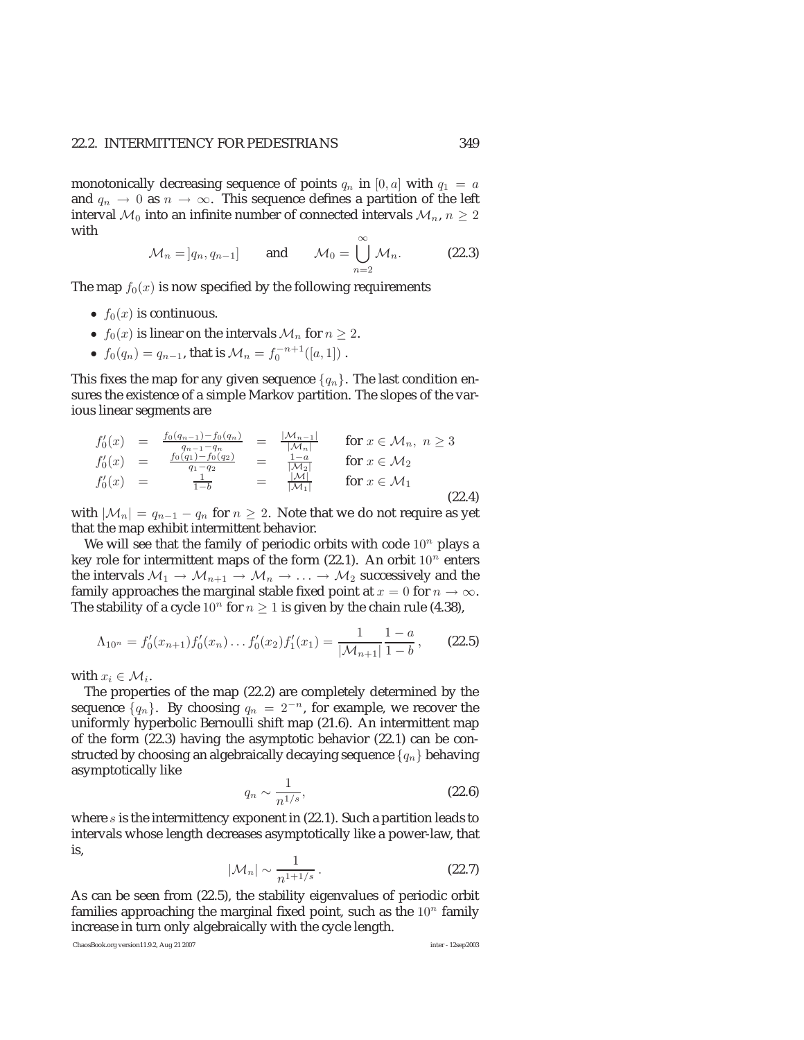monotonically decreasing sequence of points $q_n$ in $[0, a]$ with $q_1 = a$ and $q_n \to 0$ as $n \to \infty$. This sequence defines a partition of the left interval $\mathcal{M}_0$ into an infinite number of connected intervals $\mathcal{M}_n$, $n \geq 2$ with

$$\mathcal{M}_n = ]q_n, q_{n-1}] \qquad \text{and} \qquad \mathcal{M}_0 = \bigcup_{n=2}^{\infty} \mathcal{M}_n . \tag{22.3}$$

The map $f_0(x)$ is now specified by the following requirements

- $f_0(x)$ is continuous.
- $f_0(x)$ is linear on the intervals $\mathcal{M}_n$ for $n \geq 2$.
- $f_0(q_n) = q_{n-1}$, that is $\mathcal{M}_n = f_0^{-n+1}([a, 1])$ .

This fixes the map for any given sequence $\{q_n\}$. The last condition ensures the existence of a simple Markov partition. The slopes of the various linear segments are

$$\begin{array}{lclcll}
f_0'(x) & = & \frac{f_0(q_{n-1}) - f_0(q_n)}{q_{n-1} - q_n} & = & \frac{|\mathcal{M}_{n-1}|}{|\mathcal{M}_n|} & \text{for } x \in \mathcal{M}_n, \; n \geq 3 \\
f_0'(x) & = & \frac{f_0(q_1) - f_0(q_2)}{q_1 - q_2} & = & \frac{1-a}{|\mathcal{M}_2|} & \text{for } x \in \mathcal{M}_2 \\
f_0'(x) & = & \frac{1}{1-b} & = & \frac{|\mathcal{M}|}{|\mathcal{M}_1|} & \text{for } x \in \mathcal{M}_1
\end{array} \tag{22.4}$$

with $|\mathcal{M}_n| = q_{n-1} - q_n$ for $n \geq 2$. Note that we do not require as yet that the map exhibit intermittent behavior.

We will see that the family of periodic orbits with code $10^n$ plays a key role for intermittent maps of the form (22.1). An orbit $10^n$ enters the intervals $\mathcal{M}_1 \to \mathcal{M}_{n+1} \to \mathcal{M}_n \to \ldots \to \mathcal{M}_2$ successively and the family approaches the marginal stable fixed point at $x = 0$ for $n \to \infty$. The stability of a cycle $10^n$ for $n \geq 1$ is given by the chain rule (4.38),

$$\Lambda_{10^n} = f_0'(x_{n+1}) f_0'(x_n) \ldots f_0'(x_2) f_1'(x_1) = \frac{1}{|\mathcal{M}_{n+1}|} \frac{1-a}{1-b} , \tag{22.5}$$

with $x_i \in \mathcal{M}_i$.

The properties of the map (22.2) are completely determined by the sequence $\{q_n\}$. By choosing $q_n = 2^{-n}$, for example, we recover the uniformly hyperbolic Bernoulli shift map (21.6). An intermittent map of the form (22.3) having the asymptotic behavior (22.1) can be constructed by choosing an algebraically decaying sequence $\{q_n\}$ behaving asymptotically like

$$q_n \sim \frac{1}{n^{1/s}} , \tag{22.6}$$

where $s$ is the intermittency exponent in (22.1). Such a partition leads to intervals whose length decreases asymptotically like a power-law, that is,

$$|\mathcal{M}_n| \sim \frac{1}{n^{1+1/s}} . \tag{22.7}$$

As can be seen from (22.5), the stability eigenvalues of periodic orbit families approaching the marginal fixed point, such as the $10^n$ family increase in turn only algebraically with the cycle length.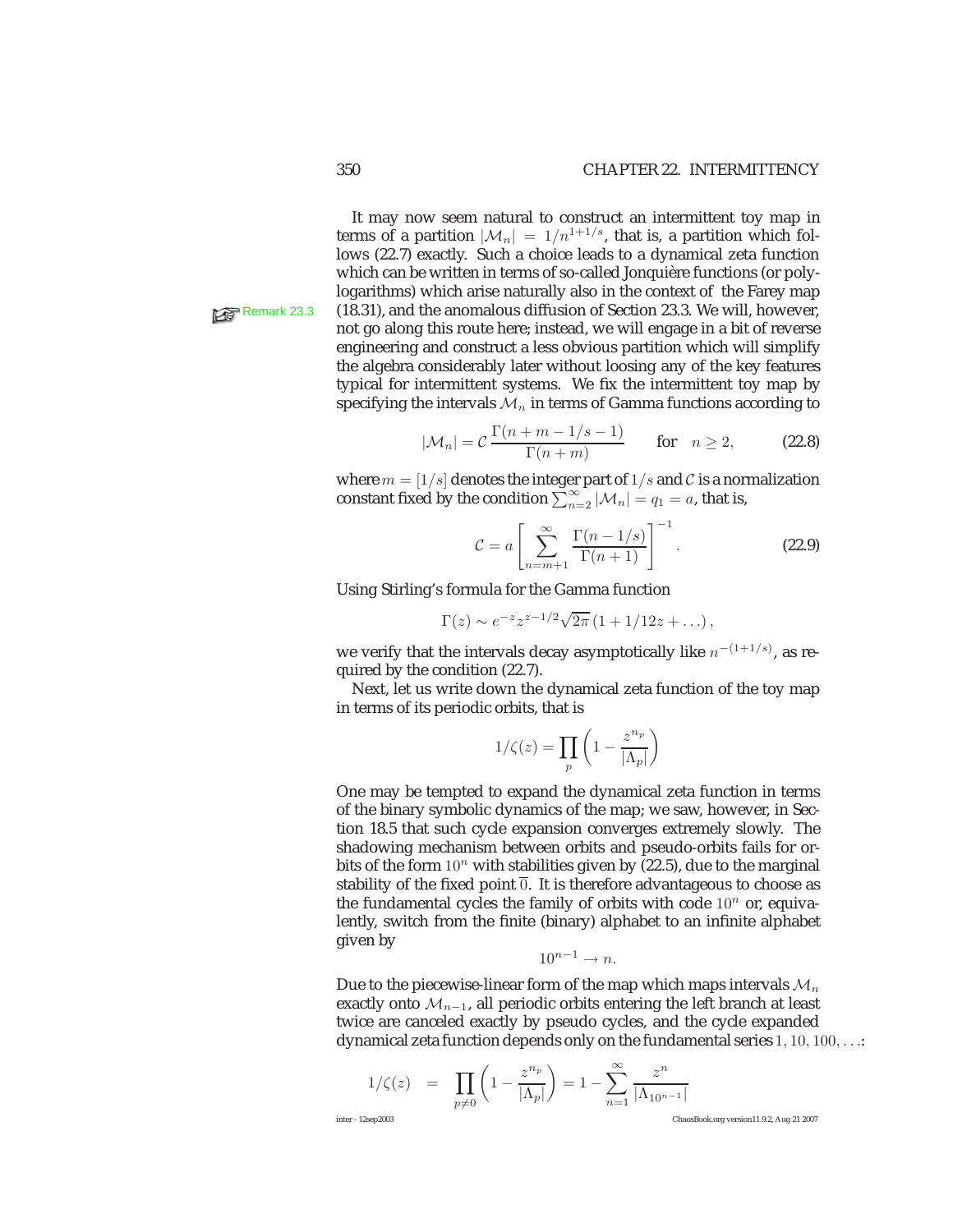It may now seem natural to construct an intermittent toy map in terms of a partition $|\mathcal{M}_n| = 1/n^{1+1/s}$, that is, a partition which follows (22.7) exactly. Such a choice leads to a dynamical zeta function which can be written in terms of so-called Jonquière functions (or polylogarithms) which arise naturally also in the context of the Farey map (18.31), and the anomalous diffusion of Section 23.3. We will, however, not go along this route here; instead, we will engage in a bit of reverse engineering and construct a less obvious partition which will simplify the algebra considerably later without loosing any of the key features typical for intermittent systems. We fix the intermittent toy map by specifying the intervals $\mathcal{M}_n$ in terms of Gamma functions according to

Remark 23.3

$$|\mathcal{M}_n| = \mathcal{C}\,\frac{\Gamma(n+m-1/s-1)}{\Gamma(n+m)} \qquad \text{for} \quad n \geq 2, \tag{22.8}$$

where $m = [1/s]$ denotes the integer part of $1/s$ and $\mathcal{C}$ is a normalization constant fixed by the condition $\sum_{n=2}^{\infty} |\mathcal{M}_n| = q_1 = a$, that is,

$$\mathcal{C} = a\left[\sum_{n=m+1}^{\infty} \frac{\Gamma(n-1/s)}{\Gamma(n+1)}\right]^{-1}. \tag{22.9}$$

Using Stirling's formula for the Gamma function

$$\Gamma(z) \sim e^{-z} z^{z-1/2}\sqrt{2\pi}\,(1 + 1/12z + \ldots),$$

we verify that the intervals decay asymptotically like $n^{-(1+1/s)}$, as required by the condition (22.7).

Next, let us write down the dynamical zeta function of the toy map in terms of its periodic orbits, that is

$$1/\zeta(z) = \prod_p \left(1 - \frac{z^{n_p}}{|\Lambda_p|}\right)$$

One may be tempted to expand the dynamical zeta function in terms of the binary symbolic dynamics of the map; we saw, however, in Section 18.5 that such cycle expansion converges extremely slowly. The shadowing mechanism between orbits and pseudo-orbits fails for orbits of the form $10^n$ with stabilities given by (22.5), due to the marginal stability of the fixed point $\overline{0}$. It is therefore advantageous to choose as the fundamental cycles the family of orbits with code $10^n$ or, equivalently, switch from the finite (binary) alphabet to an infinite alphabet given by

$$10^{n-1} \rightarrow n.$$

Due to the piecewise-linear form of the map which maps intervals $\mathcal{M}_n$ exactly onto $\mathcal{M}_{n-1}$, all periodic orbits entering the left branch at least twice are canceled exactly by pseudo cycles, and the cycle expanded dynamical zeta function depends only on the fundamental series $1, 10, 100, \ldots$:

$$1/\zeta(z) = \prod_{p\neq 0}\left(1 - \frac{z^{n_p}}{|\Lambda_p|}\right) = 1 - \sum_{n=1}^{\infty} \frac{z^n}{|\Lambda_{10^{n-1}}|}$$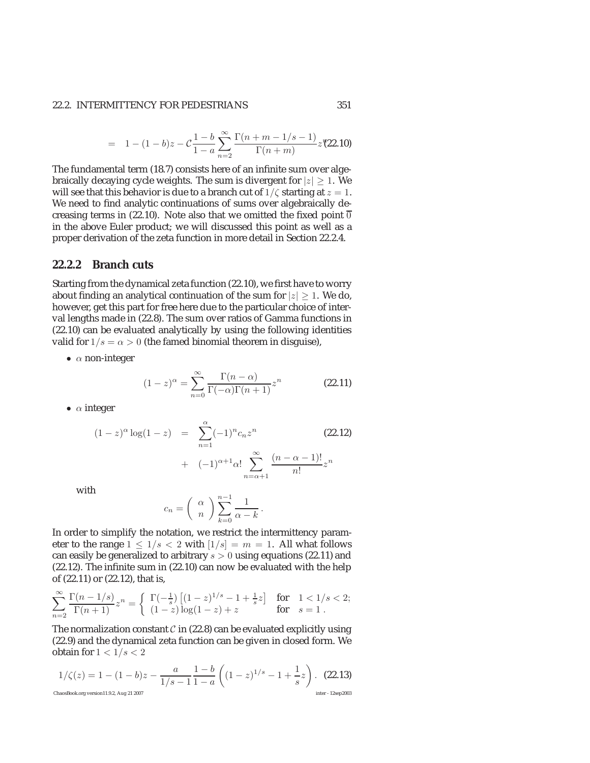$$= \quad 1-(1-b)z - \mathcal{C}\frac{1-b}{1-a}\sum_{n=2}^{\infty}\frac{\Gamma(n+m-1/s-1)}{\Gamma(n+m)}z^n \tag{22.10}$$

The fundamental term (18.7) consists here of an infinite sum over algebraically decaying cycle weights. The sum is divergent for $|z| \geq 1$. We will see that this behavior is due to a branch cut of $1/\zeta$ starting at $z=1$. We need to find analytic continuations of sums over algebraically decreasing terms in (22.10). Note also that we omitted the fixed point $\overline{0}$ in the above Euler product; we will discussed this point as well as a proper derivation of the zeta function in more detail in Section 22.2.4.

## 22.2.2 Branch cuts

Starting from the dynamical zeta function (22.10), we first have to worry about finding an analytical continuation of the sum for $|z| \geq 1$. We do, however, get this part for free here due to the particular choice of interval lengths made in (22.8). The sum over ratios of Gamma functions in (22.10) can be evaluated analytically by using the following identities valid for $1/s = \alpha > 0$ (the famed binomial theorem in disguise),

- $\alpha$ non-integer

$$(1-z)^{\alpha} = \sum_{n=0}^{\infty}\frac{\Gamma(n-\alpha)}{\Gamma(-\alpha)\Gamma(n+1)}z^n \tag{22.11}$$

- $\alpha$ integer

$$\begin{aligned}(1-z)^{\alpha}\log(1-z) &= \sum_{n=1}^{\alpha}(-1)^n c_n z^n \\ &+ (-1)^{\alpha+1}\alpha!\sum_{n=\alpha+1}^{\infty}\frac{(n-\alpha-1)!}{n!}z^n\end{aligned} \tag{22.12}$$

with

$$c_n = \binom{\alpha}{n}\sum_{k=0}^{n-1}\frac{1}{\alpha-k}\,.$$

In order to simplify the notation, we restrict the intermittency parameter to the range $1 \leq 1/s < 2$ with $[1/s] = m = 1$. All what follows can easily be generalized to arbitrary $s > 0$ using equations (22.11) and (22.12). The infinite sum in (22.10) can now be evaluated with the help of (22.11) or (22.12), that is,

$$\sum_{n=2}^{\infty}\frac{\Gamma(n-1/s)}{\Gamma(n+1)}z^n = \begin{cases}\Gamma(-\frac{1}{s})\left[(1-z)^{1/s} - 1 + \frac{1}{s}z\right] & \text{for} \quad 1 < 1/s < 2; \\ (1-z)\log(1-z) + z & \text{for} \quad s = 1\,.\end{cases}$$

The normalization constant $\mathcal{C}$ in (22.8) can be evaluated explicitly using (22.9) and the dynamical zeta function can be given in closed form. We obtain for $1 < 1/s < 2$

$$1/\zeta(z) = 1-(1-b)z - \frac{a}{1/s-1}\frac{1-b}{1-a}\left((1-z)^{1/s} - 1 + \frac{1}{s}z\right)\,. \tag{22.13}$$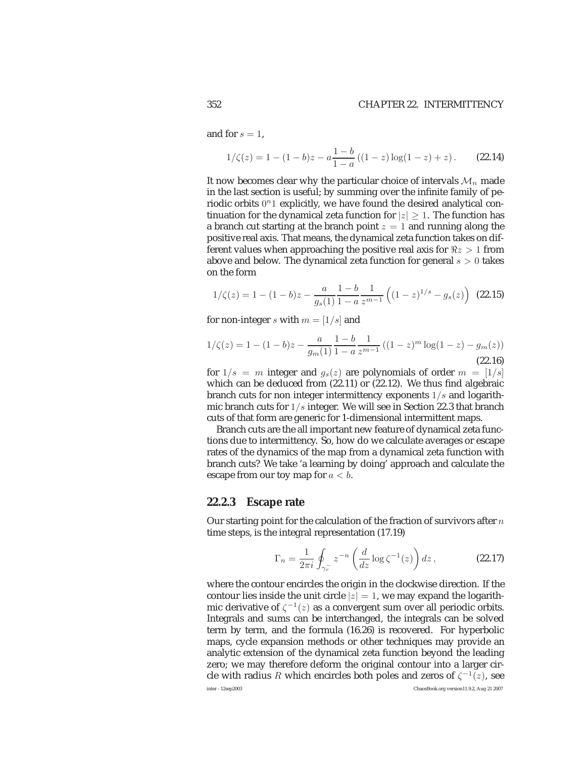and for $s = 1$,

$$1/\zeta(z) = 1 - (1-b)z - a\frac{1-b}{1-a}\left((1-z)\log(1-z) + z\right). \tag{22.14}$$

It now becomes clear why the particular choice of intervals $\mathcal{M}_n$ made in the last section is useful; by summing over the infinite family of periodic orbits $0^n1$ explicitly, we have found the desired analytical continuation for the dynamical zeta function for $|z| \geq 1$. The function has a branch cut starting at the branch point $z = 1$ and running along the positive real axis. That means, the dynamical zeta function takes on different values when approaching the positive real axis for $\Re z > 1$ from above and below. The dynamical zeta function for general $s > 0$ takes on the form

$$1/\zeta(z) = 1 - (1-b)z - \frac{a}{g_s(1)}\frac{1-b}{1-a}\frac{1}{z^{m-1}}\left((1-z)^{1/s} - g_s(z)\right) \tag{22.15}$$

for non-integer $s$ with $m = [1/s]$ and

$$1/\zeta(z) = 1 - (1-b)z - \frac{a}{g_m(1)}\frac{1-b}{1-a}\frac{1}{z^{m-1}}\left((1-z)^m\log(1-z) - g_m(z)\right) \tag{22.16}$$

for $1/s = m$ integer and $g_s(z)$ are polynomials of order $m = [1/s]$ which can be deduced from (22.11) or (22.12). We thus find algebraic branch cuts for non integer intermittency exponents $1/s$ and logarithmic branch cuts for $1/s$ integer. We will see in Section 22.3 that branch cuts of that form are generic for 1-dimensional intermittent maps.

Branch cuts are the all important new feature of dynamical zeta functions due to intermittency. So, how do we calculate averages or escape rates of the dynamics of the map from a dynamical zeta function with branch cuts? We take 'a learning by doing' approach and calculate the escape from our toy map for $a < b$.

### 22.2.3 Escape rate

Our starting point for the calculation of the fraction of survivors after $n$ time steps, is the integral representation (17.19)

$$\Gamma_n = \frac{1}{2\pi i}\oint_{\gamma_r^-} z^{-n}\left(\frac{d}{dz}\log\zeta^{-1}(z)\right)dz\,, \tag{22.17}$$

where the contour encircles the origin in the clockwise direction. If the contour lies inside the unit circle $|z| = 1$, we may expand the logarithmic derivative of $\zeta^{-1}(z)$ as a convergent sum over all periodic orbits. Integrals and sums can be interchanged, the integrals can be solved term by term, and the formula (16.26) is recovered. For hyperbolic maps, cycle expansion methods or other techniques may provide an analytic extension of the dynamical zeta function beyond the leading zero; we may therefore deform the original contour into a larger circle with radius $R$ which encircles both poles and zeros of $\zeta^{-1}(z)$, see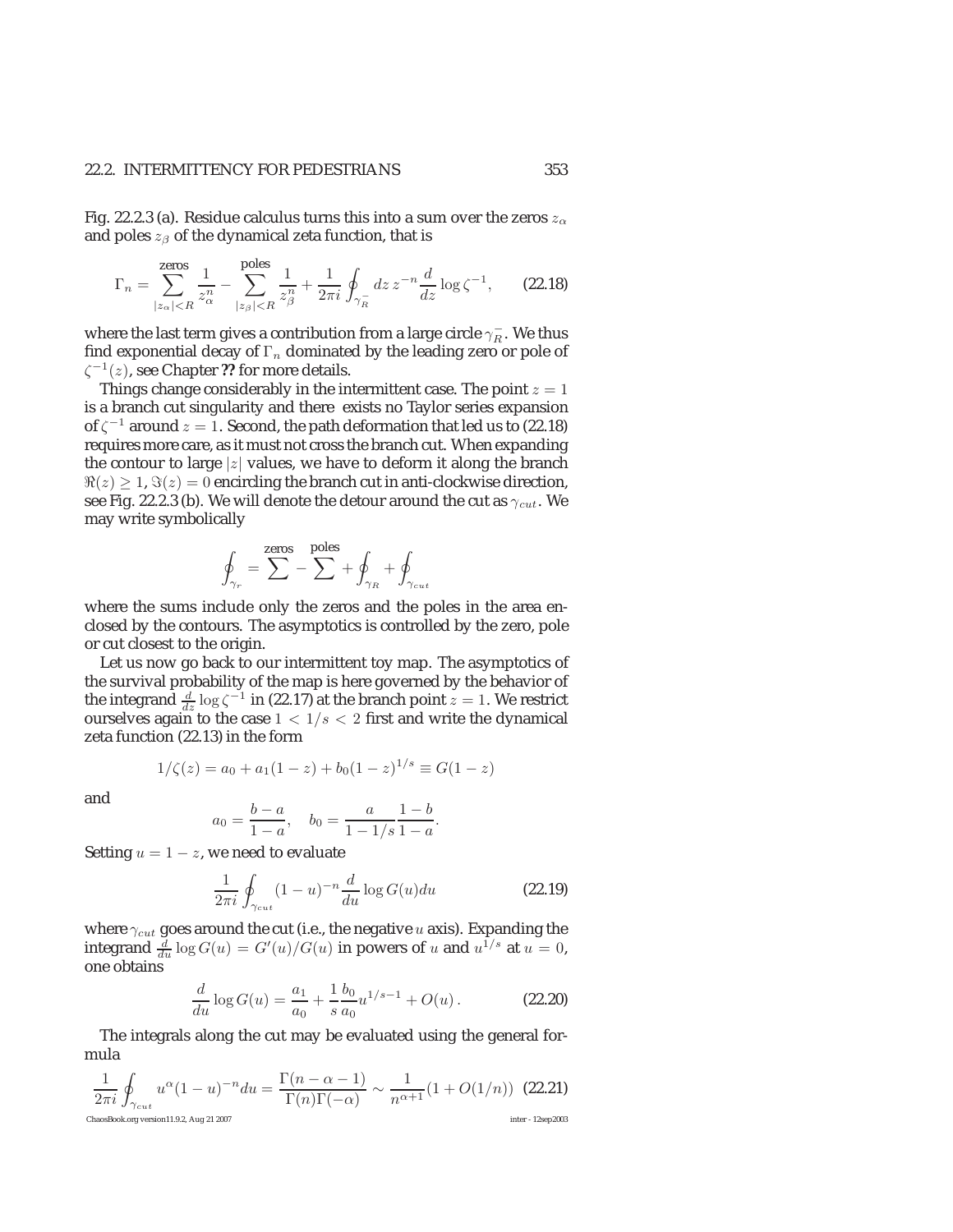Fig. 22.2.3 (a). Residue calculus turns this into a sum over the zeros $z_\alpha$ and poles $z_\beta$ of the dynamical zeta function, that is

$$\Gamma_n = \sum_{|z_\alpha|<R}^{\text{zeros}} \frac{1}{z_\alpha^n} - \sum_{|z_\beta|<R}^{\text{poles}} \frac{1}{z_\beta^n} + \frac{1}{2\pi i}\oint_{\gamma_R^-} dz\, z^{-n} \frac{d}{dz}\log \zeta^{-1}, \qquad (22.18)$$

where the last term gives a contribution from a large circle $\gamma_R^-$. We thus find exponential decay of $\Gamma_n$ dominated by the leading zero or pole of $\zeta^{-1}(z)$, see Chapter **??** for more details.

Things change considerably in the intermittent case. The point $z = 1$ is a branch cut singularity and there exists no Taylor series expansion of $\zeta^{-1}$ around $z = 1$. Second, the path deformation that led us to (22.18) requires more care, as it must not cross the branch cut. When expanding the contour to large $|z|$ values, we have to deform it along the branch $\Re(z) \geq 1$, $\Im(z) = 0$ encircling the branch cut in anti-clockwise direction, see Fig. 22.2.3 (b). We will denote the detour around the cut as $\gamma_{cut}$. We may write symbolically

$$\oint_{\gamma_r} = \sum^{\text{zeros}} - \sum^{\text{poles}} + \oint_{\gamma_R} + \oint_{\gamma_{cut}}$$

where the sums include only the zeros and the poles in the area enclosed by the contours. The asymptotics is controlled by the zero, pole or cut closest to the origin.

Let us now go back to our intermittent toy map. The asymptotics of the survival probability of the map is here governed by the behavior of the integrand $\frac{d}{dz}\log\zeta^{-1}$ in (22.17) at the branch point $z = 1$. We restrict ourselves again to the case $1 < 1/s < 2$ first and write the dynamical zeta function (22.13) in the form

$$1/\zeta(z) = a_0 + a_1(1-z) + b_0(1-z)^{1/s} \equiv G(1-z)$$

and

$$a_0 = \frac{b-a}{1-a}, \quad b_0 = \frac{a}{1-1/s}\frac{1-b}{1-a}.$$

Setting $u = 1 - z$, we need to evaluate

$$\frac{1}{2\pi i}\oint_{\gamma_{cut}} (1-u)^{-n} \frac{d}{du}\log G(u) du \qquad (22.19)$$

where $\gamma_{cut}$ goes around the cut (i.e., the negative $u$ axis). Expanding the integrand $\frac{d}{du}\log G(u) = G'(u)/G(u)$ in powers of $u$ and $u^{1/s}$ at $u = 0$, one obtains

$$\frac{d}{du}\log G(u) = \frac{a_1}{a_0} + \frac{1}{s}\frac{b_0}{a_0}u^{1/s-1} + O(u)\,. \qquad (22.20)$$

The integrals along the cut may be evaluated using the general formula

$$\frac{1}{2\pi i}\oint_{\gamma_{cut}} u^\alpha (1-u)^{-n} du = \frac{\Gamma(n-\alpha-1)}{\Gamma(n)\Gamma(-\alpha)} \sim \frac{1}{n^{\alpha+1}}(1 + O(1/n)) \quad (22.21)$$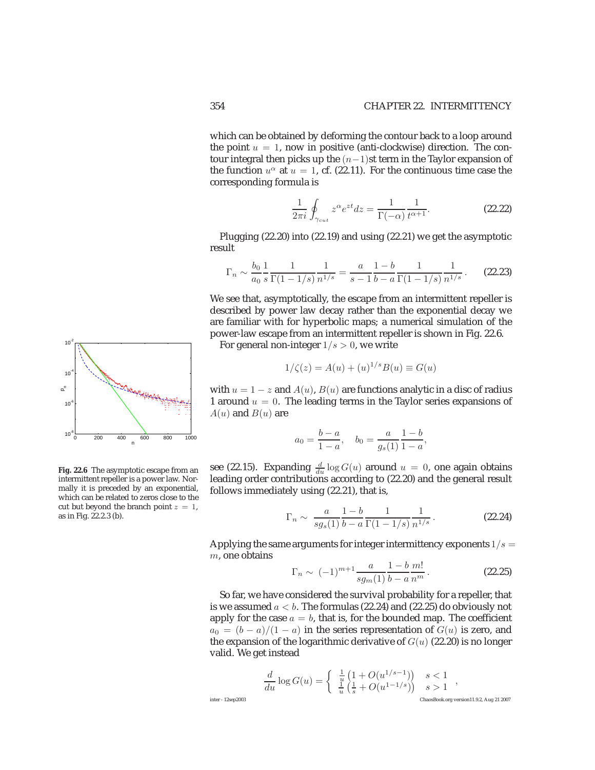which can be obtained by deforming the contour back to a loop around the point $u = 1$, now in positive (anti-clockwise) direction. The contour integral then picks up the $(n-1)$st term in the Taylor expansion of the function $u^\alpha$ at $u = 1$, cf. (22.11). For the continuous time case the corresponding formula is

$$\frac{1}{2\pi i}\oint_{\gamma_{cut}} z^\alpha e^{zt} dz = \frac{1}{\Gamma(-\alpha)}\frac{1}{t^{\alpha+1}}. \tag{22.22}$$

Plugging (22.20) into (22.19) and using (22.21) we get the asymptotic result

$$\Gamma_n \sim \frac{b_0}{a_0}\frac{1}{s}\frac{1}{\Gamma(1-1/s)}\frac{1}{n^{1/s}} = \frac{a}{s-1}\frac{1-b}{b-a}\frac{1}{\Gamma(1-1/s)}\frac{1}{n^{1/s}}. \tag{22.23}$$

We see that, asymptotically, the escape from an intermittent repeller is described by power law decay rather than the exponential decay we are familiar with for hyperbolic maps; a numerical simulation of the power-law escape from an intermittent repeller is shown in Fig. 22.6.

**Fig. 22.6** The asymptotic escape from an intermittent repeller is a power law. Normally it is preceded by an exponential, which can be related to zeros close to the cut but beyond the branch point $z = 1$, as in Fig. 22.2.3 (b).

For general non-integer $1/s > 0$, we write

$$1/\zeta(z) = A(u) + (u)^{1/s}B(u) \equiv G(u)$$

with $u = 1 - z$ and $A(u)$, $B(u)$ are functions analytic in a disc of radius 1 around $u = 0$. The leading terms in the Taylor series expansions of $A(u)$ and $B(u)$ are

$$a_0 = \frac{b-a}{1-a}, \quad b_0 = \frac{a}{g_s(1)}\frac{1-b}{1-a},$$

see (22.15). Expanding $\frac{d}{du}\log G(u)$ around $u = 0$, one again obtains leading order contributions according to (22.20) and the general result follows immediately using (22.21), that is,

$$\Gamma_n \sim \frac{a}{sg_s(1)}\frac{1-b}{b-a}\frac{1}{\Gamma(1-1/s)}\frac{1}{n^{1/s}}. \tag{22.24}$$

Applying the same arguments for integer intermittency exponents $1/s = m$, one obtains

$$\Gamma_n \sim (-1)^{m+1}\frac{a}{sg_m(1)}\frac{1-b}{b-a}\frac{m!}{n^m}. \tag{22.25}$$

So far, we have considered the survival probability for a repeller, that is we assumed $a < b$. The formulas (22.24) and (22.25) do obviously not apply for the case $a = b$, that is, for the bounded map. The coefficient $a_0 = (b-a)/(1-a)$ in the series representation of $G(u)$ is zero, and the expansion of the logarithmic derivative of $G(u)$ (22.20) is no longer valid. We get instead

$$\frac{d}{du}\log G(u) = \begin{cases} \frac{1}{u}\left(1 + O(u^{1/s-1})\right) & s < 1 \\ \frac{1}{u}\left(\frac{1}{s} + O(u^{1-1/s})\right) & s > 1 \end{cases},$$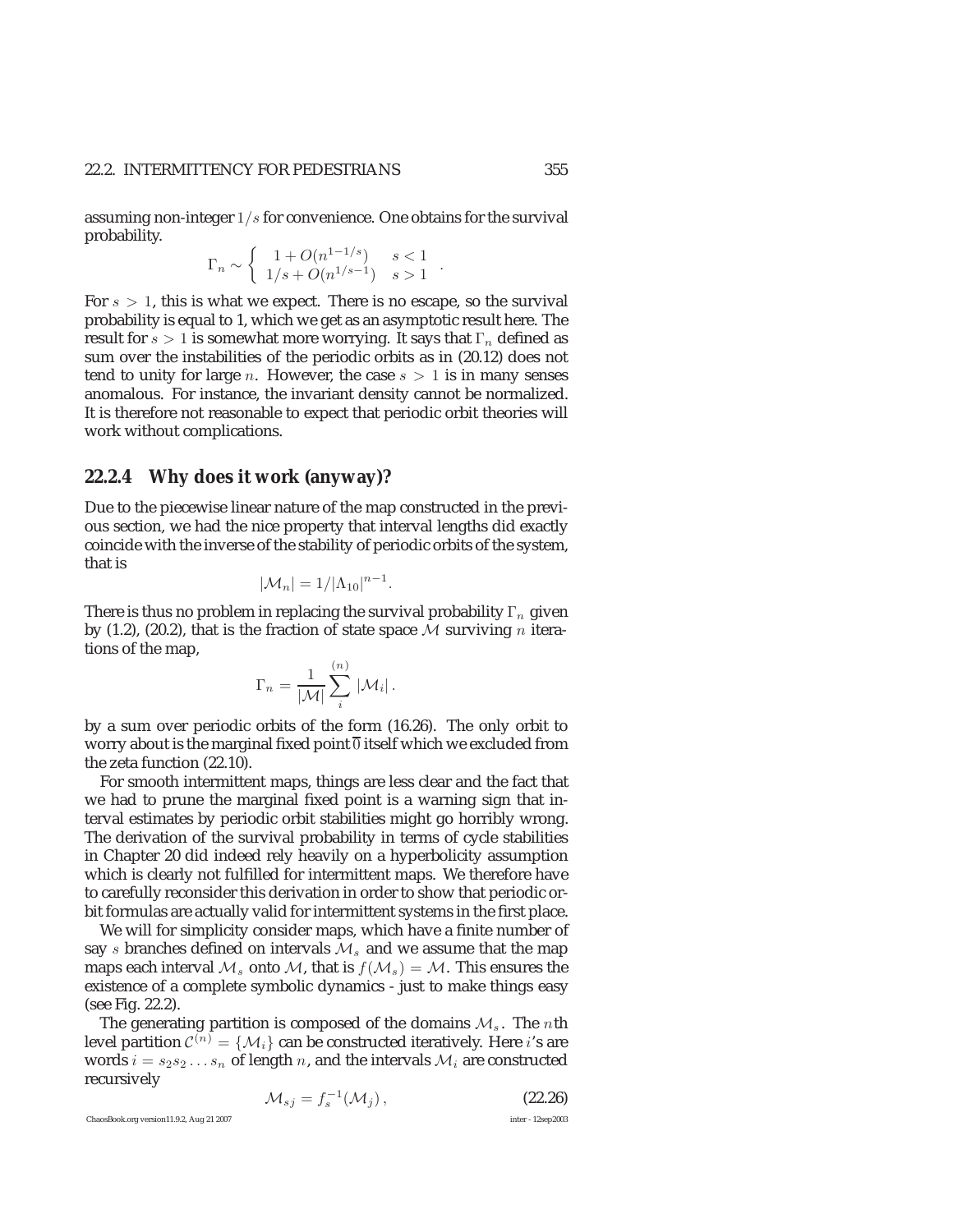assuming non-integer $1/s$ for convenience. One obtains for the survival probability.

$$\Gamma_n \sim \begin{cases} 1 + O(n^{1-1/s}) & s < 1 \\ 1/s + O(n^{1/s-1}) & s > 1 \end{cases} .$$

For $s > 1$, this is what we expect. There is no escape, so the survival probability is equal to 1, which we get as an asymptotic result here. The result for $s > 1$ is somewhat more worrying. It says that $\Gamma_n$ defined as sum over the instabilities of the periodic orbits as in (20.12) does not tend to unity for large $n$. However, the case $s > 1$ is in many senses anomalous. For instance, the invariant density cannot be normalized. It is therefore not reasonable to expect that periodic orbit theories will work without complications.

### 22.2.4 Why does it work (anyway)?

Due to the piecewise linear nature of the map constructed in the previous section, we had the nice property that interval lengths did exactly coincide with the inverse of the stability of periodic orbits of the system, that is

$$|\mathcal{M}_n| = 1/|\Lambda_{10}|^{n-1}.$$

There is thus no problem in replacing the survival probability $\Gamma_n$ given by (1.2), (20.2), that is the fraction of state space $\mathcal{M}$ surviving $n$ iterations of the map,

$$\Gamma_n = \frac{1}{|\mathcal{M}|} \sum_i^{(n)} |\mathcal{M}_i| .$$

by a sum over periodic orbits of the form (16.26). The only orbit to worry about is the marginal fixed point $\overline{0}$ itself which we excluded from the zeta function (22.10).

For smooth intermittent maps, things are less clear and the fact that we had to prune the marginal fixed point is a warning sign that interval estimates by periodic orbit stabilities might go horribly wrong. The derivation of the survival probability in terms of cycle stabilities in Chapter 20 did indeed rely heavily on a hyperbolicity assumption which is clearly not fulfilled for intermittent maps. We therefore have to carefully reconsider this derivation in order to show that periodic orbit formulas are actually valid for intermittent systems in the first place.

We will for simplicity consider maps, which have a finite number of say $s$ branches defined on intervals $\mathcal{M}_s$ and we assume that the map maps each interval $\mathcal{M}_s$ onto $\mathcal{M}$, that is $f(\mathcal{M}_s) = \mathcal{M}$. This ensures the existence of a complete symbolic dynamics - just to make things easy (see Fig. 22.2).

The generating partition is composed of the domains $\mathcal{M}_s$. The $n$th level partition $\mathcal{C}^{(n)} = \{\mathcal{M}_i\}$ can be constructed iteratively. Here $i$'s are words $i = s_2 s_2 \ldots s_n$ of length $n$, and the intervals $\mathcal{M}_i$ are constructed recursively

$$\mathcal{M}_{sj} = f_s^{-1}(\mathcal{M}_j) , \tag{22.26}$$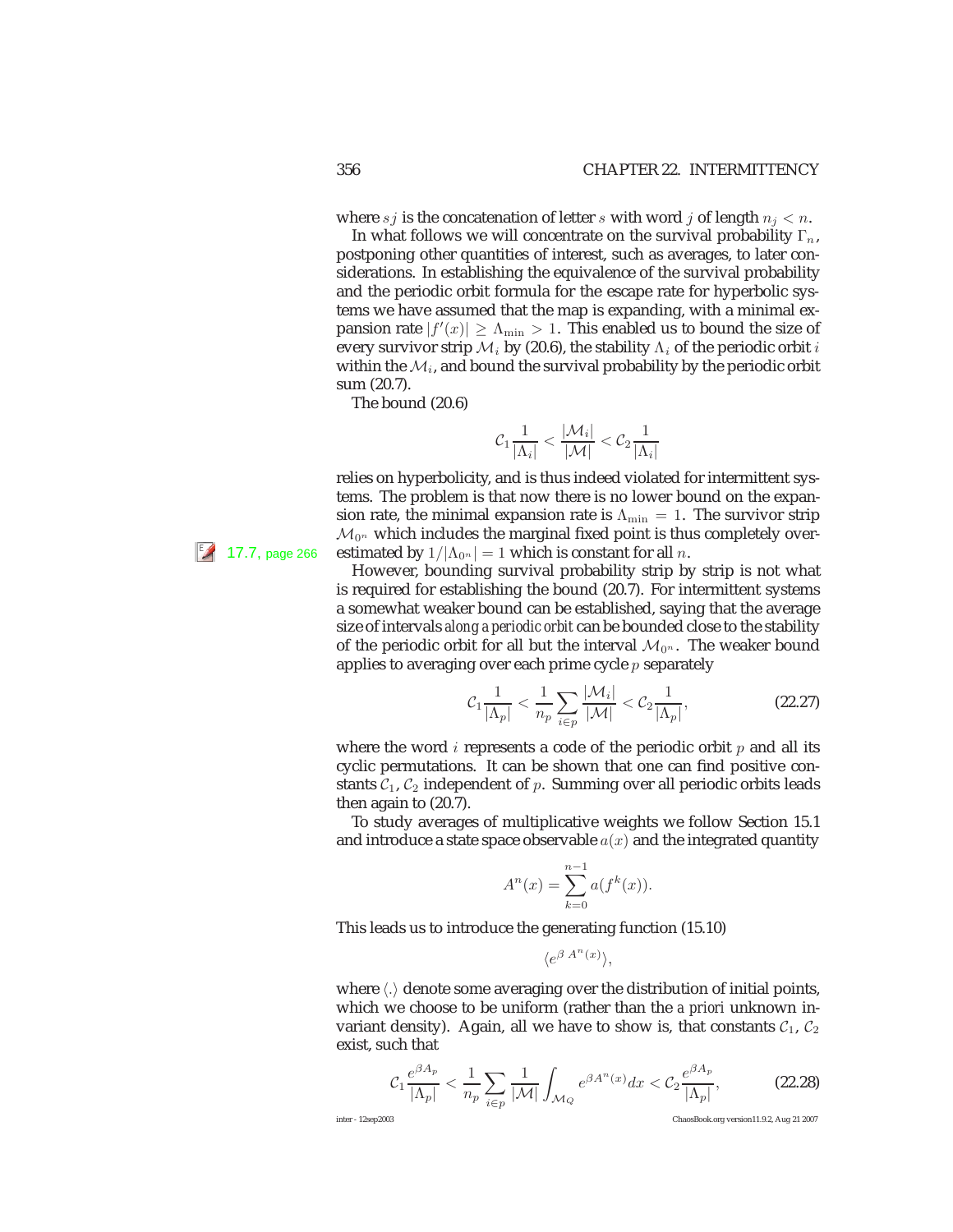where $sj$ is the concatenation of letter $s$ with word $j$ of length $n_j < n$.

In what follows we will concentrate on the survival probability $\Gamma_n$, postponing other quantities of interest, such as averages, to later considerations. In establishing the equivalence of the survival probability and the periodic orbit formula for the escape rate for hyperbolic systems we have assumed that the map is expanding, with a minimal expansion rate $|f'(x)| \geq \Lambda_{\min} > 1$. This enabled us to bound the size of every survivor strip $\mathcal{M}_i$ by (20.6), the stability $\Lambda_i$ of the periodic orbit $i$ within the $\mathcal{M}_i$, and bound the survival probability by the periodic orbit sum (20.7).

The bound (20.6)

$$\mathcal{C}_1 \frac{1}{|\Lambda_i|} < \frac{|\mathcal{M}_i|}{|\mathcal{M}|} < \mathcal{C}_2 \frac{1}{|\Lambda_i|}$$

relies on hyperbolicity, and is thus indeed violated for intermittent systems. The problem is that now there is no lower bound on the expansion rate, the minimal expansion rate is $\Lambda_{\min} = 1$. The survivor strip $\mathcal{M}_{0^n}$ which includes the marginal fixed point is thus completely overestimated by $1/|\Lambda_{0^n}| = 1$ which is constant for all $n$.

17.7, page 266

However, bounding survival probability strip by strip is not what is required for establishing the bound (20.7). For intermittent systems a somewhat weaker bound can be established, saying that the average size of intervals *along a periodic orbit* can be bounded close to the stability of the periodic orbit for all but the interval $\mathcal{M}_{0^n}$. The weaker bound applies to averaging over each prime cycle $p$ separately

$$\mathcal{C}_1 \frac{1}{|\Lambda_p|} < \frac{1}{n_p} \sum_{i \in p} \frac{|\mathcal{M}_i|}{|\mathcal{M}|} < \mathcal{C}_2 \frac{1}{|\Lambda_p|}, \tag{22.27}$$

where the word $i$ represents a code of the periodic orbit $p$ and all its cyclic permutations. It can be shown that one can find positive constants $\mathcal{C}_1$, $\mathcal{C}_2$ independent of $p$. Summing over all periodic orbits leads then again to (20.7).

To study averages of multiplicative weights we follow Section 15.1 and introduce a state space observable $a(x)$ and the integrated quantity

$$A^n(x) = \sum_{k=0}^{n-1} a(f^k(x)).$$

This leads us to introduce the generating function (15.10)

$$\langle e^{\beta\, A^n(x)} \rangle,$$

where $\langle . \rangle$ denote some averaging over the distribution of initial points, which we choose to be uniform (rather than the *a priori* unknown invariant density). Again, all we have to show is, that constants $\mathcal{C}_1$, $\mathcal{C}_2$ exist, such that

$$\mathcal{C}_1 \frac{e^{\beta A_p}}{|\Lambda_p|} < \frac{1}{n_p} \sum_{i \in p} \frac{1}{|\mathcal{M}|} \int_{\mathcal{M}_Q} e^{\beta A^n(x)} dx < \mathcal{C}_2 \frac{e^{\beta A_p}}{|\Lambda_p|}, \tag{22.28}$$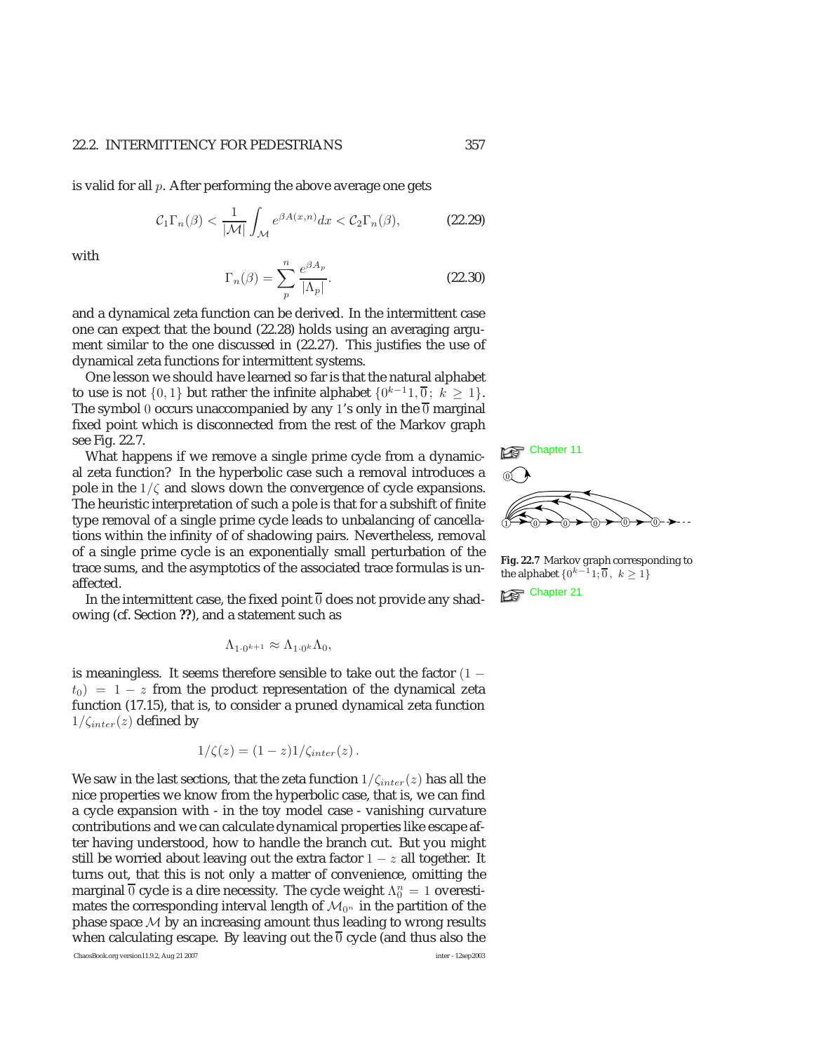is valid for all $p$. After performing the above average one gets

$$\mathcal{C}_1\Gamma_n(\beta) < \frac{1}{|\mathcal{M}|}\int_{\mathcal{M}} e^{\beta A(x,n)}dx < \mathcal{C}_2\Gamma_n(\beta), \tag{22.29}$$

with

$$\Gamma_n(\beta) = \sum_p^n \frac{e^{\beta A_p}}{|\Lambda_p|}. \tag{22.30}$$

and a dynamical zeta function can be derived. In the intermittent case one can expect that the bound (22.28) holds using an averaging argument similar to the one discussed in (22.27). This justifies the use of dynamical zeta functions for intermittent systems.

One lesson we should have learned so far is that the natural alphabet to use is not $\{0,1\}$ but rather the infinite alphabet $\{0^{k-1}1, \overline{0}\,;\ k \geq 1\}$. The symbol $0$ occurs unaccompanied by any $1$'s only in the $\overline{0}$ marginal fixed point which is disconnected from the rest of the Markov graph see Fig. 22.7.

Chapter 11

Fig. 22.7 Markov graph corresponding to the alphabet $\{0^{k-1}1; \overline{0},\ k \geq 1\}$

What happens if we remove a single prime cycle from a dynamical zeta function? In the hyperbolic case such a removal introduces a pole in the $1/\zeta$ and slows down the convergence of cycle expansions. The heuristic interpretation of such a pole is that for a subshift of finite type removal of a single prime cycle leads to unbalancing of cancellations within the infinity of of shadowing pairs. Nevertheless, removal of a single prime cycle is an exponentially small perturbation of the trace sums, and the asymptotics of the associated trace formulas is unaffected.

Chapter 21

In the intermittent case, the fixed point $\overline{0}$ does not provide any shadowing (cf. Section **??**), and a statement such as

$$\Lambda_{1\cdot 0^{k+1}} \approx \Lambda_{1\cdot 0^k}\Lambda_0,$$

is meaningless. It seems therefore sensible to take out the factor $(1 - t_0) = 1 - z$ from the product representation of the dynamical zeta function (17.15), that is, to consider a pruned dynamical zeta function $1/\zeta_{inter}(z)$ defined by

$$1/\zeta(z) = (1-z)1/\zeta_{inter}(z)\,.$$

We saw in the last sections, that the zeta function $1/\zeta_{inter}(z)$ has all the nice properties we know from the hyperbolic case, that is, we can find a cycle expansion with - in the toy model case - vanishing curvature contributions and we can calculate dynamical properties like escape after having understood, how to handle the branch cut. But you might still be worried about leaving out the extra factor $1 - z$ all together. It turns out, that this is not only a matter of convenience, omitting the marginal $\overline{0}$ cycle is a dire necessity. The cycle weight $\Lambda_0^n = 1$ overestimates the corresponding interval length of $\mathcal{M}_{0^n}$ in the partition of the phase space $\mathcal{M}$ by an increasing amount thus leading to wrong results when calculating escape. By leaving out the $\overline{0}$ cycle (and thus also the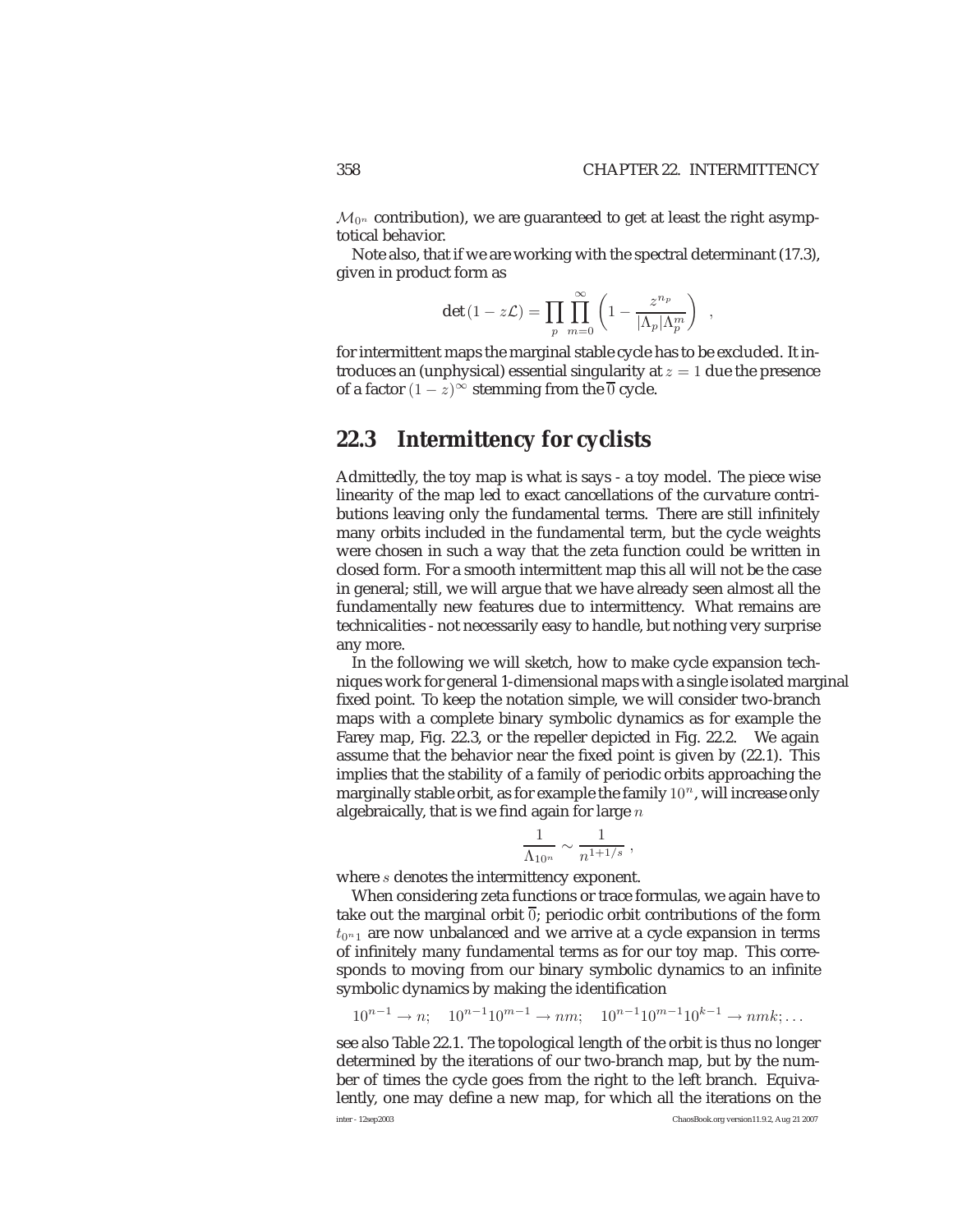$\mathcal{M}_{0^n}$ contribution), we are guaranteed to get at least the right asymptotical behavior.

Note also, that if we are working with the spectral determinant (17.3), given in product form as

$$\det(1 - z\mathcal{L}) = \prod_p \prod_{m=0}^{\infty} \left(1 - \frac{z^{n_p}}{|\Lambda_p|\Lambda_p^m}\right) \quad ,$$

for intermittent maps the marginal stable cycle has to be excluded. It introduces an (unphysical) essential singularity at $z = 1$ due the presence of a factor $(1-z)^{\infty}$ stemming from the $\overline{0}$ cycle.

## 22.3 Intermittency for cyclists

Admittedly, the toy map is what is says - a toy model. The piece wise linearity of the map led to exact cancellations of the curvature contributions leaving only the fundamental terms. There are still infinitely many orbits included in the fundamental term, but the cycle weights were chosen in such a way that the zeta function could be written in closed form. For a smooth intermittent map this all will not be the case in general; still, we will argue that we have already seen almost all the fundamentally new features due to intermittency. What remains are technicalities - not necessarily easy to handle, but nothing very surprise any more.

In the following we will sketch, how to make cycle expansion techniques work for general 1-dimensional maps with a single isolated marginal fixed point. To keep the notation simple, we will consider two-branch maps with a complete binary symbolic dynamics as for example the Farey map, Fig. 22.3, or the repeller depicted in Fig. 22.2. We again assume that the behavior near the fixed point is given by (22.1). This implies that the stability of a family of periodic orbits approaching the marginally stable orbit, as for example the family $10^n$, will increase only algebraically, that is we find again for large $n$

$$\frac{1}{\Lambda_{10^n}} \sim \frac{1}{n^{1+1/s}} \, ,$$

where $s$ denotes the intermittency exponent.

When considering zeta functions or trace formulas, we again have to take out the marginal orbit $\overline{0}$; periodic orbit contributions of the form $t_{0^n1}$ are now unbalanced and we arrive at a cycle expansion in terms of infinitely many fundamental terms as for our toy map. This corresponds to moving from our binary symbolic dynamics to an infinite symbolic dynamics by making the identification

$$10^{n-1} \to n; \quad 10^{n-1}10^{m-1} \to nm; \quad 10^{n-1}10^{m-1}10^{k-1} \to nmk; \ldots$$

see also Table 22.1. The topological length of the orbit is thus no longer determined by the iterations of our two-branch map, but by the number of times the cycle goes from the right to the left branch. Equivalently, one may define a new map, for which all the iterations on the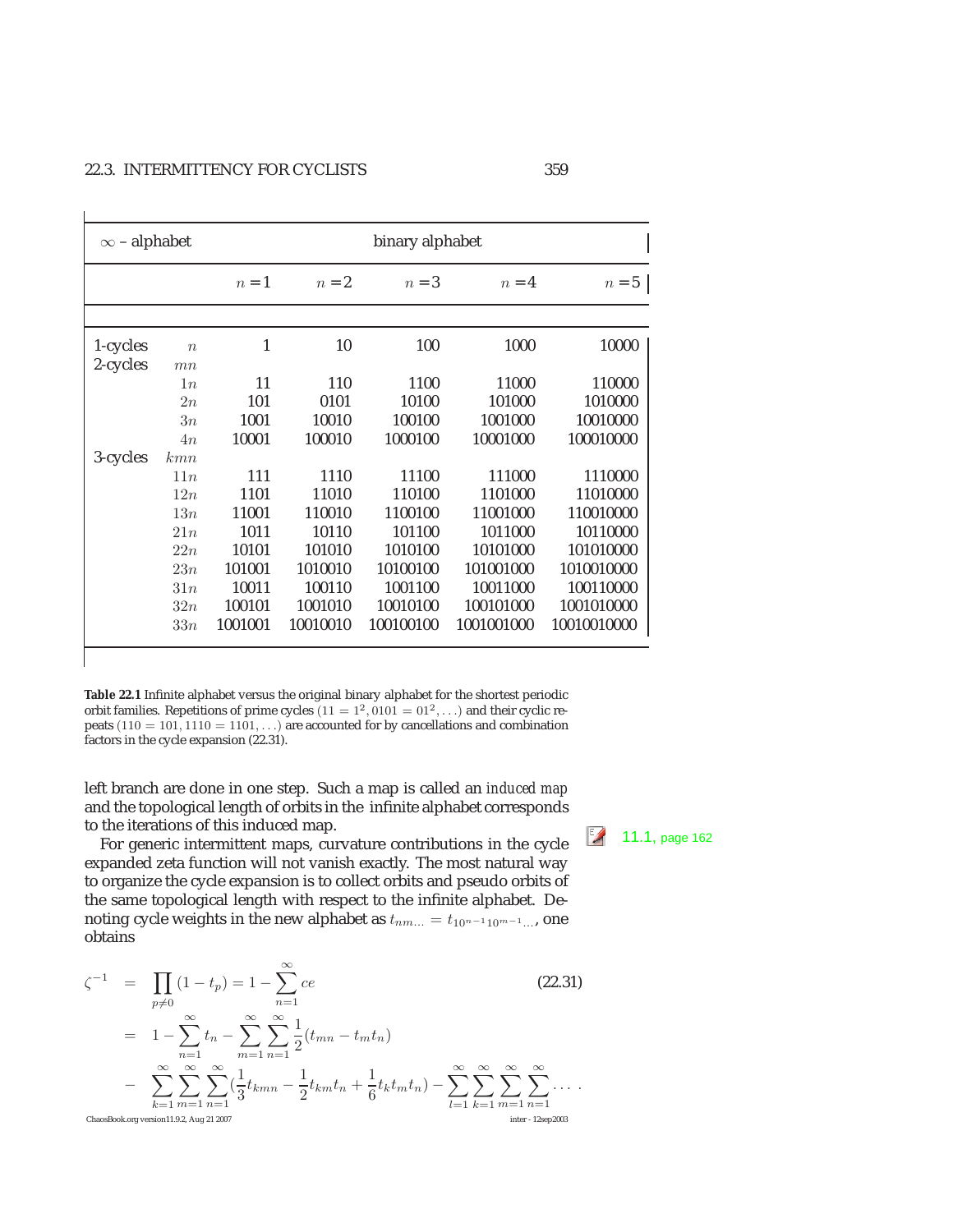| $\infty$ – alphabet | | binary alphabet | | | | |
|---|---|---|---|---|---|---|
| | | $n=1$ | $n=2$ | $n=3$ | $n=4$ | $n=5$ |
| 1-cycles | $n$ | 1 | 10 | 100 | 1000 | 10000 |
| 2-cycles | $mn$ | | | | | |
| | $1n$ | 11 | 110 | 1100 | 11000 | 110000 |
| | $2n$ | 101 | 0101 | 10100 | 101000 | 1010000 |
| | $3n$ | 1001 | 10010 | 100100 | 1001000 | 10010000 |
| | $4n$ | 10001 | 100010 | 1000100 | 10001000 | 100010000 |
| 3-cycles | $kmn$ | | | | | |
| | $11n$ | 111 | 1110 | 11100 | 111000 | 1110000 |
| | $12n$ | 1101 | 11010 | 110100 | 1101000 | 11010000 |
| | $13n$ | 11001 | 110010 | 1100100 | 11001000 | 110010000 |
| | $21n$ | 1011 | 10110 | 101100 | 1011000 | 10110000 |
| | $22n$ | 10101 | 101010 | 1010100 | 10101000 | 101010000 |
| | $23n$ | 101001 | 1010010 | 10100100 | 101001000 | 1010010000 |
| | $31n$ | 10011 | 100110 | 1001100 | 10011000 | 100110000 |
| | $32n$ | 100101 | 1001010 | 10010100 | 100101000 | 1001010000 |
| | $33n$ | 1001001 | 10010010 | 100100100 | 1001001000 | 10010010000 |

**Table 22.1** Infinite alphabet versus the original binary alphabet for the shortest periodic orbit families. Repetitions of prime cycles $(11 = 1^2, 0101 = 01^2, \ldots)$ and their cyclic repeats $(110 = 101, 1110 = 1101, \ldots)$ are accounted for by cancellations and combination factors in the cycle expansion (22.31).

left branch are done in one step. Such a map is called an *induced map* and the topological length of orbits in the infinite alphabet corresponds to the iterations of this induced map.

11.1, page 162

For generic intermittent maps, curvature contributions in the cycle expanded zeta function will not vanish exactly. The most natural way to organize the cycle expansion is to collect orbits and pseudo orbits of the same topological length with respect to the infinite alphabet. Denoting cycle weights in the new alphabet as $t_{nm\ldots} = t_{10^{n-1}10^{m-1}\ldots}$, one obtains

$$
\begin{aligned}
\zeta^{-1} &= \prod_{p\neq 0}(1-t_p) = 1 - \sum_{n=1}^{\infty} ce \qquad (22.31)\\
&= 1 - \sum_{n=1}^{\infty} t_n - \sum_{m=1}^{\infty}\sum_{n=1}^{\infty}\frac{1}{2}(t_{mn} - t_m t_n)\\
&- \sum_{k=1}^{\infty}\sum_{m=1}^{\infty}\sum_{n=1}^{\infty}\left(\frac{1}{3}t_{kmn} - \frac{1}{2}t_{km}t_n + \frac{1}{6}t_k t_m t_n\right) - \sum_{l=1}^{\infty}\sum_{k=1}^{\infty}\sum_{m=1}^{\infty}\sum_{n=1}^{\infty}\ldots\ .
\end{aligned}
$$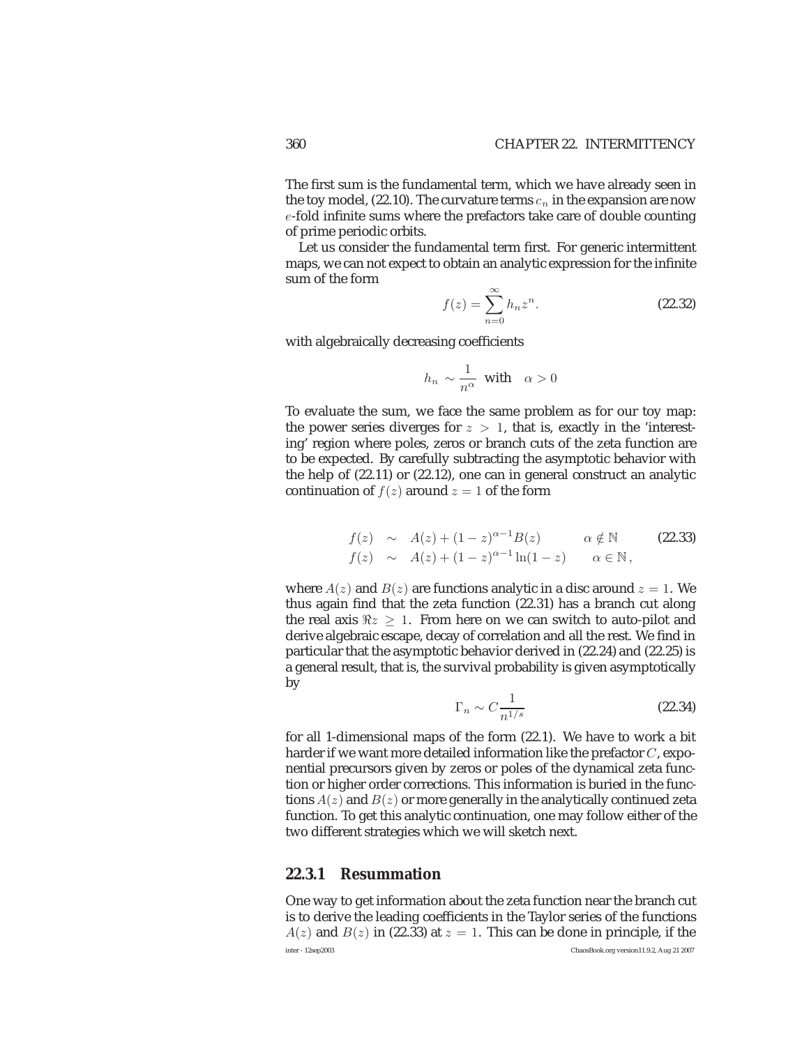The first sum is the fundamental term, which we have already seen in the toy model, (22.10). The curvature terms $c_n$ in the expansion are now $e$-fold infinite sums where the prefactors take care of double counting of prime periodic orbits.

Let us consider the fundamental term first. For generic intermittent maps, we can not expect to obtain an analytic expression for the infinite sum of the form

$$f(z) = \sum_{n=0}^{\infty} h_n z^n. \tag{22.32}$$

with algebraically decreasing coefficients

$$h_n \sim \frac{1}{n^{\alpha}} \quad \text{with} \quad \alpha > 0$$

To evaluate the sum, we face the same problem as for our toy map: the power series diverges for $z > 1$, that is, exactly in the 'interesting' region where poles, zeros or branch cuts of the zeta function are to be expected. By carefully subtracting the asymptotic behavior with the help of (22.11) or (22.12), one can in general construct an analytic continuation of $f(z)$ around $z = 1$ of the form

$$\begin{aligned} f(z) &\sim A(z) + (1-z)^{\alpha-1} B(z) \qquad \alpha \notin \mathbb{N} \\ f(z) &\sim A(z) + (1-z)^{\alpha-1} \ln(1-z) \qquad \alpha \in \mathbb{N}, \end{aligned} \tag{22.33}$$

where $A(z)$ and $B(z)$ are functions analytic in a disc around $z = 1$. We thus again find that the zeta function (22.31) has a branch cut along the real axis $\Re z \geq 1$. From here on we can switch to auto-pilot and derive algebraic escape, decay of correlation and all the rest. We find in particular that the asymptotic behavior derived in (22.24) and (22.25) is a general result, that is, the survival probability is given asymptotically by

$$\Gamma_n \sim C \frac{1}{n^{1/s}} \tag{22.34}$$

for all 1-dimensional maps of the form (22.1). We have to work a bit harder if we want more detailed information like the prefactor $C$, exponential precursors given by zeros or poles of the dynamical zeta function or higher order corrections. This information is buried in the functions $A(z)$ and $B(z)$ or more generally in the analytically continued zeta function. To get this analytic continuation, one may follow either of the two different strategies which we will sketch next.

### 22.3.1 Resummation

One way to get information about the zeta function near the branch cut is to derive the leading coefficients in the Taylor series of the functions $A(z)$ and $B(z)$ in (22.33) at $z = 1$. This can be done in principle, if the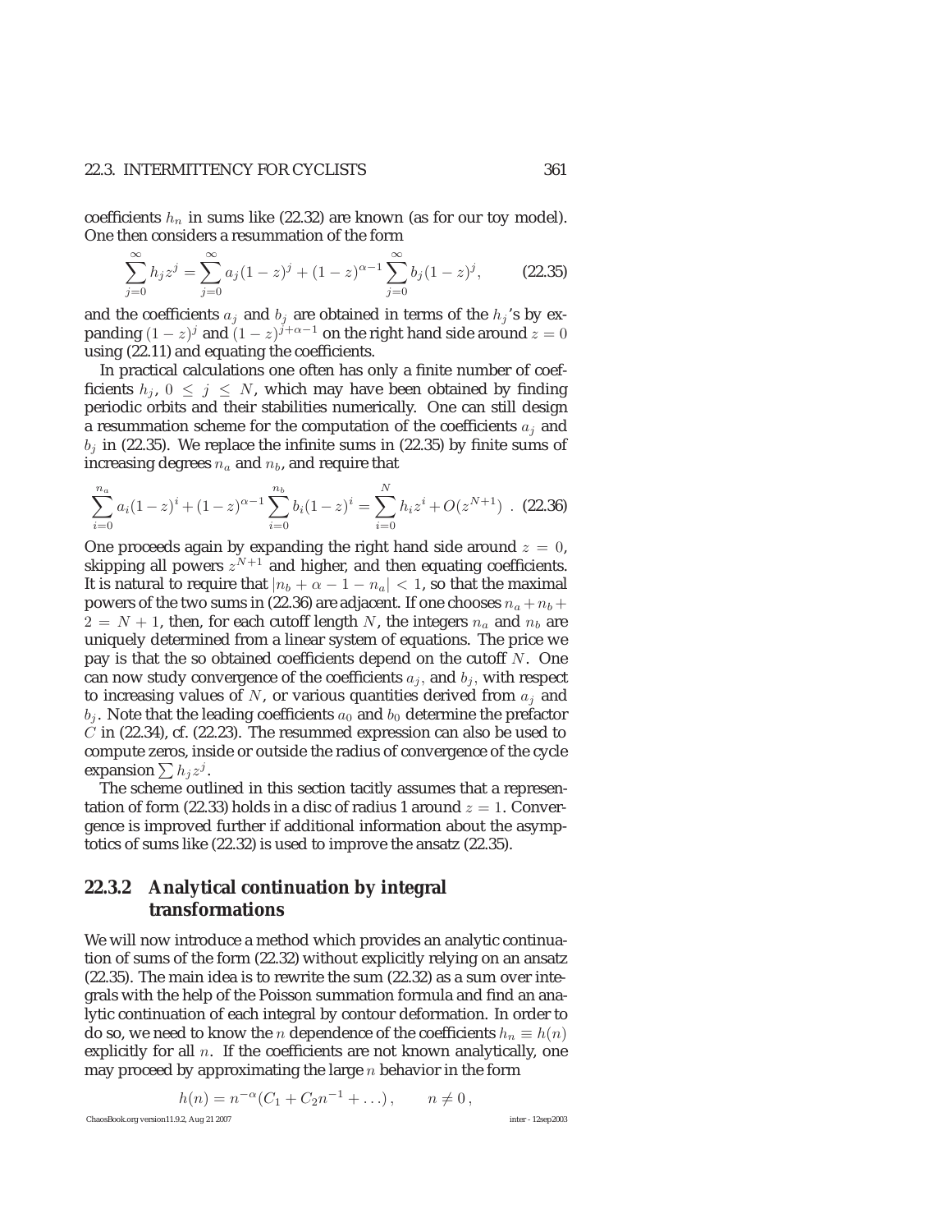coefficients $h_n$ in sums like (22.32) are known (as for our toy model). One then considers a resummation of the form

$$\sum_{j=0}^{\infty} h_j z^j = \sum_{j=0}^{\infty} a_j (1-z)^j + (1-z)^{\alpha-1} \sum_{j=0}^{\infty} b_j (1-z)^j, \qquad (22.35)$$

and the coefficients $a_j$ and $b_j$ are obtained in terms of the $h_j$'s by expanding $(1-z)^j$ and $(1-z)^{j+\alpha-1}$ on the right hand side around $z=0$ using (22.11) and equating the coefficients.

In practical calculations one often has only a finite number of coefficients $h_j$, $0 \leq j \leq N$, which may have been obtained by finding periodic orbits and their stabilities numerically. One can still design a resummation scheme for the computation of the coefficients $a_j$ and $b_j$ in (22.35). We replace the infinite sums in (22.35) by finite sums of increasing degrees $n_a$ and $n_b$, and require that

$$\sum_{i=0}^{n_a} a_i (1-z)^i + (1-z)^{\alpha-1} \sum_{i=0}^{n_b} b_i (1-z)^i = \sum_{i=0}^{N} h_i z^i + O(z^{N+1}) \ . \quad (22.36)$$

One proceeds again by expanding the right hand side around $z=0$, skipping all powers $z^{N+1}$ and higher, and then equating coefficients. It is natural to require that $|n_b + \alpha - 1 - n_a| < 1$, so that the maximal powers of the two sums in (22.36) are adjacent. If one chooses $n_a + n_b + 2 = N+1$, then, for each cutoff length $N$, the integers $n_a$ and $n_b$ are uniquely determined from a linear system of equations. The price we pay is that the so obtained coefficients depend on the cutoff $N$. One can now study convergence of the coefficients $a_j$, and $b_j$, with respect to increasing values of $N$, or various quantities derived from $a_j$ and $b_j$. Note that the leading coefficients $a_0$ and $b_0$ determine the prefactor $C$ in (22.34), cf. (22.23). The resummed expression can also be used to compute zeros, inside or outside the radius of convergence of the cycle expansion $\sum h_j z^j$.

The scheme outlined in this section tacitly assumes that a representation of form (22.33) holds in a disc of radius 1 around $z=1$. Convergence is improved further if additional information about the asymptotics of sums like (22.32) is used to improve the ansatz (22.35).

### 22.3.2 Analytical continuation by integral transformations

We will now introduce a method which provides an analytic continuation of sums of the form (22.32) without explicitly relying on an ansatz (22.35). The main idea is to rewrite the sum (22.32) as a sum over integrals with the help of the Poisson summation formula and find an analytic continuation of each integral by contour deformation. In order to do so, we need to know the $n$ dependence of the coefficients $h_n \equiv h(n)$ explicitly for all $n$. If the coefficients are not known analytically, one may proceed by approximating the large $n$ behavior in the form

$$h(n) = n^{-\alpha}(C_1 + C_2 n^{-1} + \ldots), \qquad n \neq 0,$$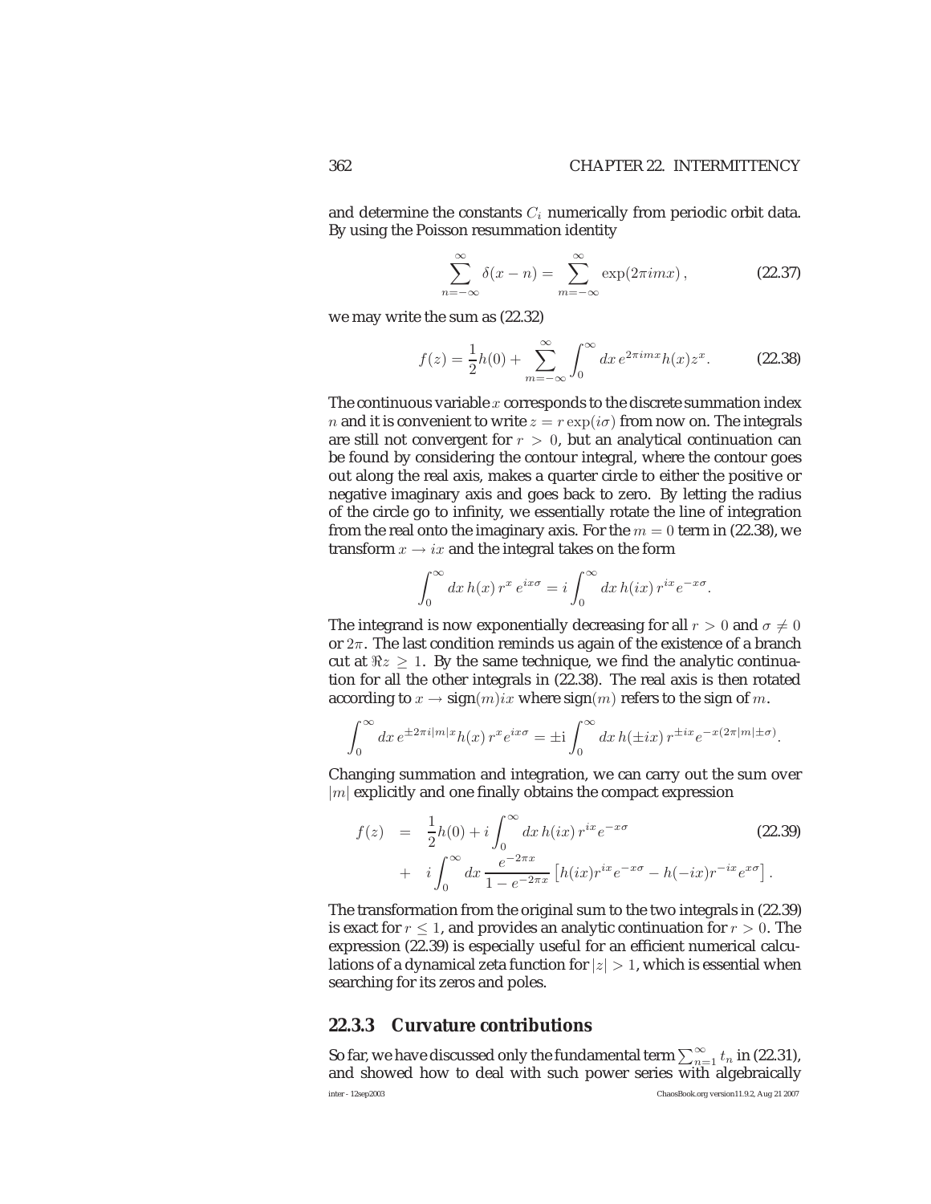and determine the constants $C_i$ numerically from periodic orbit data. By using the Poisson resummation identity

$$\sum_{n=-\infty}^{\infty} \delta(x-n) = \sum_{m=-\infty}^{\infty} \exp(2\pi i m x)\,, \tag{22.37}$$

we may write the sum as (22.32)

$$f(z) = \frac{1}{2}h(0) + \sum_{m=-\infty}^{\infty} \int_0^\infty dx\, e^{2\pi i m x} h(x) z^x. \tag{22.38}$$

The continuous variable $x$ corresponds to the discrete summation index $n$ and it is convenient to write $z = r\exp(i\sigma)$ from now on. The integrals are still not convergent for $r > 0$, but an analytical continuation can be found by considering the contour integral, where the contour goes out along the real axis, makes a quarter circle to either the positive or negative imaginary axis and goes back to zero. By letting the radius of the circle go to infinity, we essentially rotate the line of integration from the real onto the imaginary axis. For the $m = 0$ term in (22.38), we transform $x \to ix$ and the integral takes on the form

$$\int_0^\infty dx\, h(x)\, r^x\, e^{ix\sigma} = i\int_0^\infty dx\, h(ix)\, r^{ix} e^{-x\sigma}.$$

The integrand is now exponentially decreasing for all $r > 0$ and $\sigma \neq 0$ or $2\pi$. The last condition reminds us again of the existence of a branch cut at $\Re z \geq 1$. By the same technique, we find the analytic continuation for all the other integrals in (22.38). The real axis is then rotated according to $x \to \text{sign}(m) ix$ where $\text{sign}(m)$ refers to the sign of $m$.

$$\int_0^\infty dx\, e^{\pm 2\pi i |m| x} h(x)\, r^x e^{ix\sigma} = \pm \mathrm{i}\int_0^\infty dx\, h(\pm ix)\, r^{\pm ix} e^{-x(2\pi|m| \pm \sigma)}.$$

Changing summation and integration, we can carry out the sum over $|m|$ explicitly and one finally obtains the compact expression

$$\begin{aligned} f(z) &= \frac{1}{2}h(0) + i\int_0^\infty dx\, h(ix)\, r^{ix} e^{-x\sigma} \qquad (22.39)\\ &+ \; i\int_0^\infty dx\, \frac{e^{-2\pi x}}{1 - e^{-2\pi x}} \left[h(ix) r^{ix} e^{-x\sigma} - h(-ix) r^{-ix} e^{x\sigma}\right]. \end{aligned}$$

The transformation from the original sum to the two integrals in (22.39) is exact for $r \leq 1$, and provides an analytic continuation for $r > 0$. The expression (22.39) is especially useful for an efficient numerical calculations of a dynamical zeta function for $|z| > 1$, which is essential when searching for its zeros and poles.

### 22.3.3 Curvature contributions

So far, we have discussed only the fundamental term $\sum_{n=1}^{\infty} t_n$ in (22.31), and showed how to deal with such power series with algebraically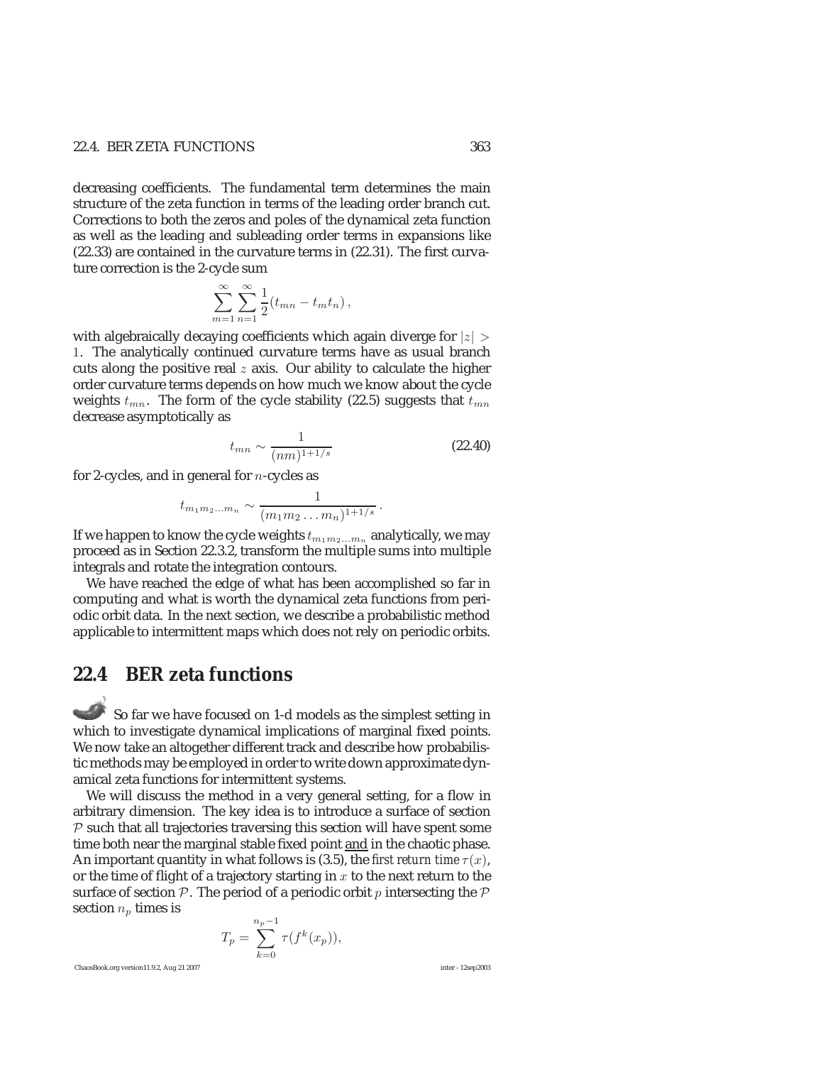decreasing coefficients. The fundamental term determines the main structure of the zeta function in terms of the leading order branch cut. Corrections to both the zeros and poles of the dynamical zeta function as well as the leading and subleading order terms in expansions like (22.33) are contained in the curvature terms in (22.31). The first curvature correction is the 2-cycle sum

$$\sum_{m=1}^{\infty}\sum_{n=1}^{\infty}\frac{1}{2}(t_{mn}-t_m t_n)\,,$$

with algebraically decaying coefficients which again diverge for $|z| > 1$. The analytically continued curvature terms have as usual branch cuts along the positive real $z$ axis. Our ability to calculate the higher order curvature terms depends on how much we know about the cycle weights $t_{mn}$. The form of the cycle stability (22.5) suggests that $t_{mn}$ decrease asymptotically as

$$t_{mn} \sim \frac{1}{(nm)^{1+1/s}} \tag{22.40}$$

for 2-cycles, and in general for $n$-cycles as

$$t_{m_1 m_2 \ldots m_n} \sim \frac{1}{(m_1 m_2 \ldots m_n)^{1+1/s}}\,.$$

If we happen to know the cycle weights $t_{m_1 m_2 \ldots m_n}$ analytically, we may proceed as in Section 22.3.2, transform the multiple sums into multiple integrals and rotate the integration contours.

We have reached the edge of what has been accomplished so far in computing and what is worth the dynamical zeta functions from periodic orbit data. In the next section, we describe a probabilistic method applicable to intermittent maps which does not rely on periodic orbits.

## 22.4 BER zeta functions

So far we have focused on 1-d models as the simplest setting in which to investigate dynamical implications of marginal fixed points. We now take an altogether different track and describe how probabilistic methods may be employed in order to write down approximate dynamical zeta functions for intermittent systems.

We will discuss the method in a very general setting, for a flow in arbitrary dimension. The key idea is to introduce a surface of section $\mathcal{P}$ such that all trajectories traversing this section will have spent some time both near the marginal stable fixed point and in the chaotic phase. An important quantity in what follows is (3.5), the *first return time* $\tau(x)$, or the time of flight of a trajectory starting in $x$ to the next return to the surface of section $\mathcal{P}$. The period of a periodic orbit $p$ intersecting the $\mathcal{P}$ section $n_p$ times is

$$T_p = \sum_{k=0}^{n_p-1}\tau(f^k(x_p)),$$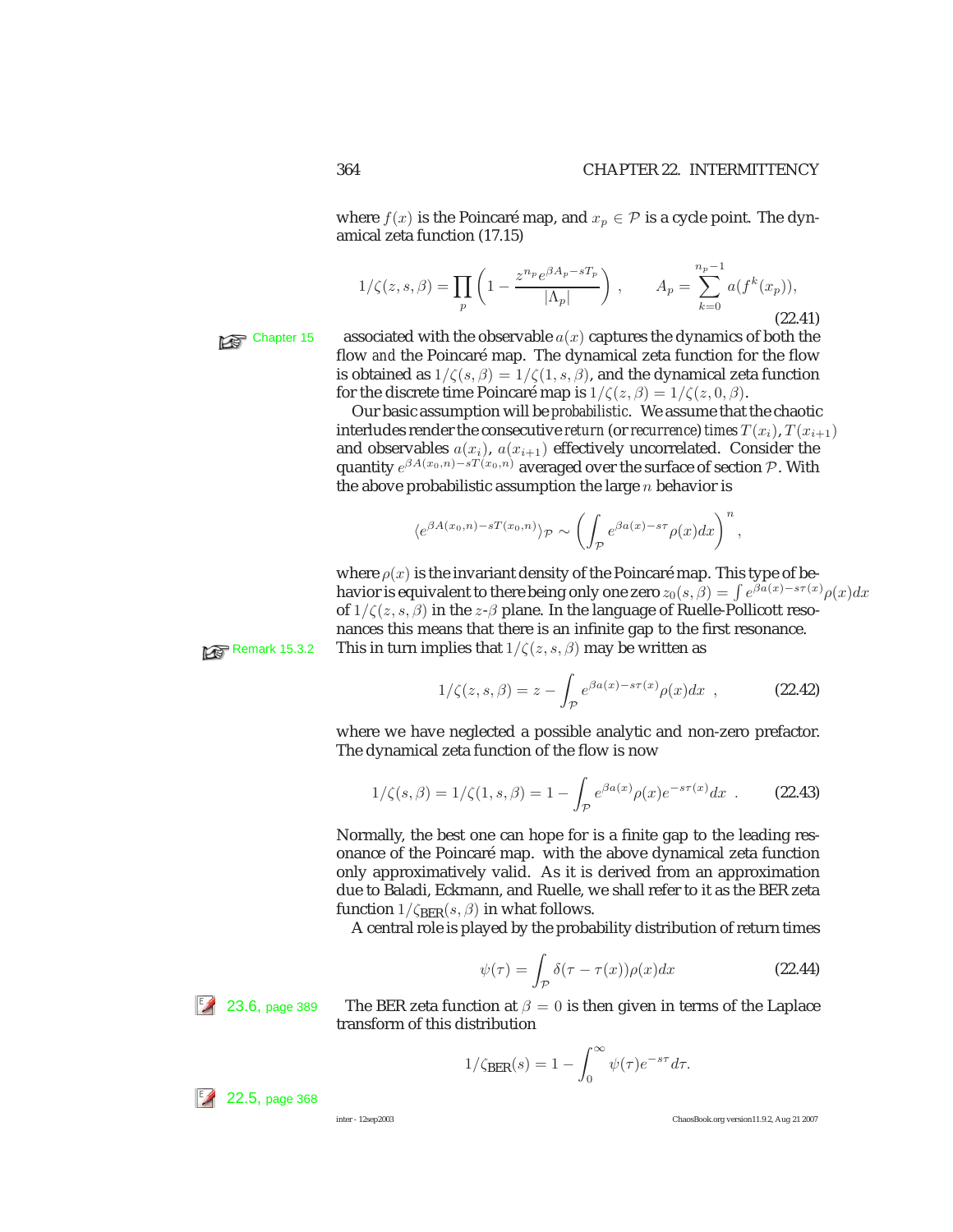where $f(x)$ is the Poincaré map, and $x_p \in \mathcal{P}$ is a cycle point. The dynamical zeta function (17.15)

$$1/\zeta(z,s,\beta) = \prod_p \left(1 - \frac{z^{n_p} e^{\beta A_p - s T_p}}{|\Lambda_p|}\right) , \qquad A_p = \sum_{k=0}^{n_p-1} a(f^k(x_p)), \tag{22.41}$$

Chapter 15

associated with the observable $a(x)$ captures the dynamics of both the flow *and* the Poincaré map. The dynamical zeta function for the flow is obtained as $1/\zeta(s,\beta) = 1/\zeta(1,s,\beta)$, and the dynamical zeta function for the discrete time Poincaré map is $1/\zeta(z,\beta) = 1/\zeta(z,0,\beta)$.

Our basic assumption will be *probabilistic*. We assume that the chaotic interludes render the consecutive *return* (or *recurrence*) *times* $T(x_i), T(x_{i+1})$ and observables $a(x_i)$, $a(x_{i+1})$ effectively uncorrelated. Consider the quantity $e^{\beta A(x_0,n) - sT(x_0,n)}$ averaged over the surface of section $\mathcal{P}$. With the above probabilistic assumption the large $n$ behavior is

$$\langle e^{\beta A(x_0,n) - sT(x_0,n)} \rangle_{\mathcal{P}} \sim \left( \int_{\mathcal{P}} e^{\beta a(x) - s\tau} \rho(x) dx \right)^n ,$$

where $\rho(x)$ is the invariant density of the Poincaré map. This type of behavior is equivalent to there being only one zero $z_0(s,\beta) = \int e^{\beta a(x) - s\tau(x)} \rho(x) dx$ of $1/\zeta(z,s,\beta)$ in the $z$-$\beta$ plane. In the language of Ruelle-Pollicott resonances this means that there is an infinite gap to the first resonance.

Remark 15.3.2

This in turn implies that $1/\zeta(z,s,\beta)$ may be written as

$$1/\zeta(z,s,\beta) = z - \int_{\mathcal{P}} e^{\beta a(x) - s\tau(x)} \rho(x) dx \ , \tag{22.42}$$

where we have neglected a possible analytic and non-zero prefactor. The dynamical zeta function of the flow is now

$$1/\zeta(s,\beta) = 1/\zeta(1,s,\beta) = 1 - \int_{\mathcal{P}} e^{\beta a(x)} \rho(x) e^{-s\tau(x)} dx \ . \tag{22.43}$$

Normally, the best one can hope for is a finite gap to the leading resonance of the Poincaré map. with the above dynamical zeta function only approximatively valid. As it is derived from an approximation due to Baladi, Eckmann, and Ruelle, we shall refer to it as the BER zeta function $1/\zeta_{\text{BER}}(s,\beta)$ in what follows.

A central role is played by the probability distribution of return times

$$\psi(\tau) = \int_{\mathcal{P}} \delta(\tau - \tau(x)) \rho(x) dx \tag{22.44}$$

23.6, page 389

The BER zeta function at $\beta = 0$ is then given in terms of the Laplace transform of this distribution

$$1/\zeta_{\text{BER}}(s) = 1 - \int_0^\infty \psi(\tau) e^{-s\tau} d\tau.$$

22.5, page 368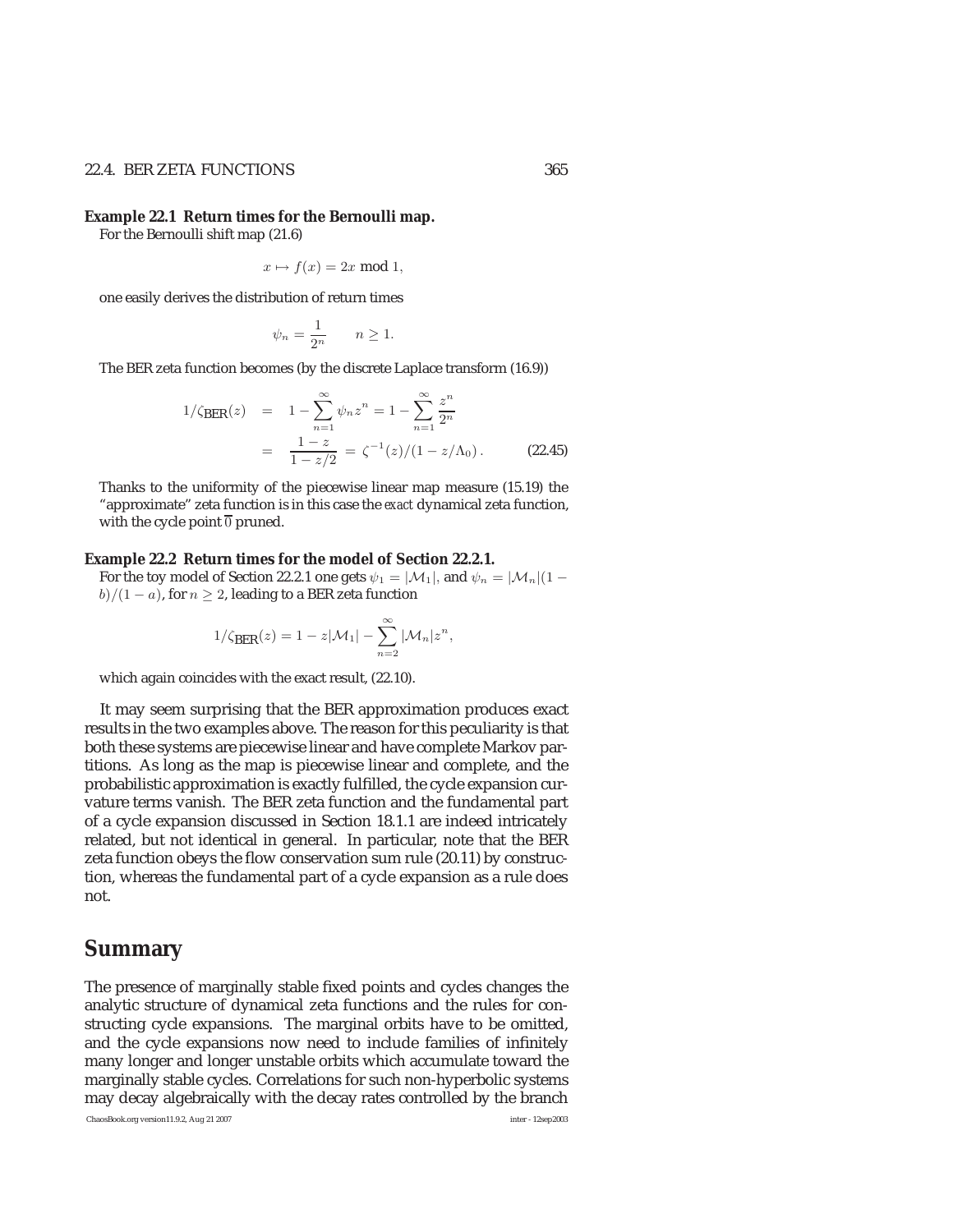**Example 22.1 Return times for the Bernoulli map.**
For the Bernoulli shift map (21.6)

$$x \mapsto f(x) = 2x \bmod 1,$$

one easily derives the distribution of return times

$$\psi_n = \frac{1}{2^n} \qquad n \geq 1.$$

The BER zeta function becomes (by the discrete Laplace transform (16.9))

$$\begin{aligned} 1/\zeta_{\text{BER}}(z) &= 1 - \sum_{n=1}^{\infty} \psi_n z^n = 1 - \sum_{n=1}^{\infty} \frac{z^n}{2^n} \\ &= \frac{1-z}{1-z/2} = \zeta^{-1}(z)/(1 - z/\Lambda_0) \,. \end{aligned} \tag{22.45}$$

Thanks to the uniformity of the piecewise linear map measure (15.19) the "approximate" zeta function is in this case the *exact* dynamical zeta function, with the cycle point $\overline{0}$ pruned.

**Example 22.2 Return times for the model of Section 22.2.1.**
For the toy model of Section 22.2.1 one gets $\psi_1 = |\mathcal{M}_1|$, and $\psi_n = |\mathcal{M}_n|(1-b)/(1-a)$, for $n \geq 2$, leading to a BER zeta function

$$1/\zeta_{\text{BER}}(z) = 1 - z|\mathcal{M}_1| - \sum_{n=2}^{\infty} |\mathcal{M}_n| z^n,$$

which again coincides with the exact result, (22.10).

It may seem surprising that the BER approximation produces exact results in the two examples above. The reason for this peculiarity is that both these systems are piecewise linear and have complete Markov partitions. As long as the map is piecewise linear and complete, and the probabilistic approximation is exactly fulfilled, the cycle expansion curvature terms vanish. The BER zeta function and the fundamental part of a cycle expansion discussed in Section 18.1.1 are indeed intricately related, but not identical in general. In particular, note that the BER zeta function obeys the flow conservation sum rule (20.11) by construction, whereas the fundamental part of a cycle expansion as a rule does not.

## Summary

The presence of marginally stable fixed points and cycles changes the analytic structure of dynamical zeta functions and the rules for constructing cycle expansions. The marginal orbits have to be omitted, and the cycle expansions now need to include families of infinitely many longer and longer unstable orbits which accumulate toward the marginally stable cycles. Correlations for such non-hyperbolic systems may decay algebraically with the decay rates controlled by the branch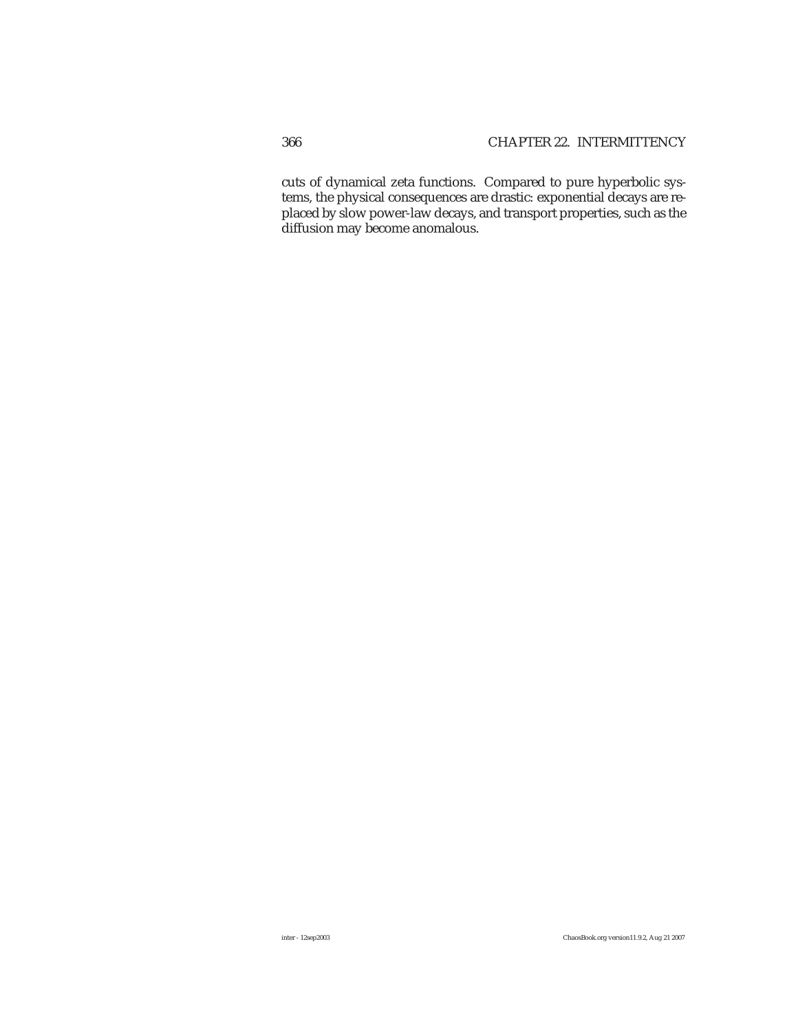cuts of dynamical zeta functions. Compared to pure hyperbolic systems, the physical consequences are drastic: exponential decays are replaced by slow power-law decays, and transport properties, such as the diffusion may become anomalous.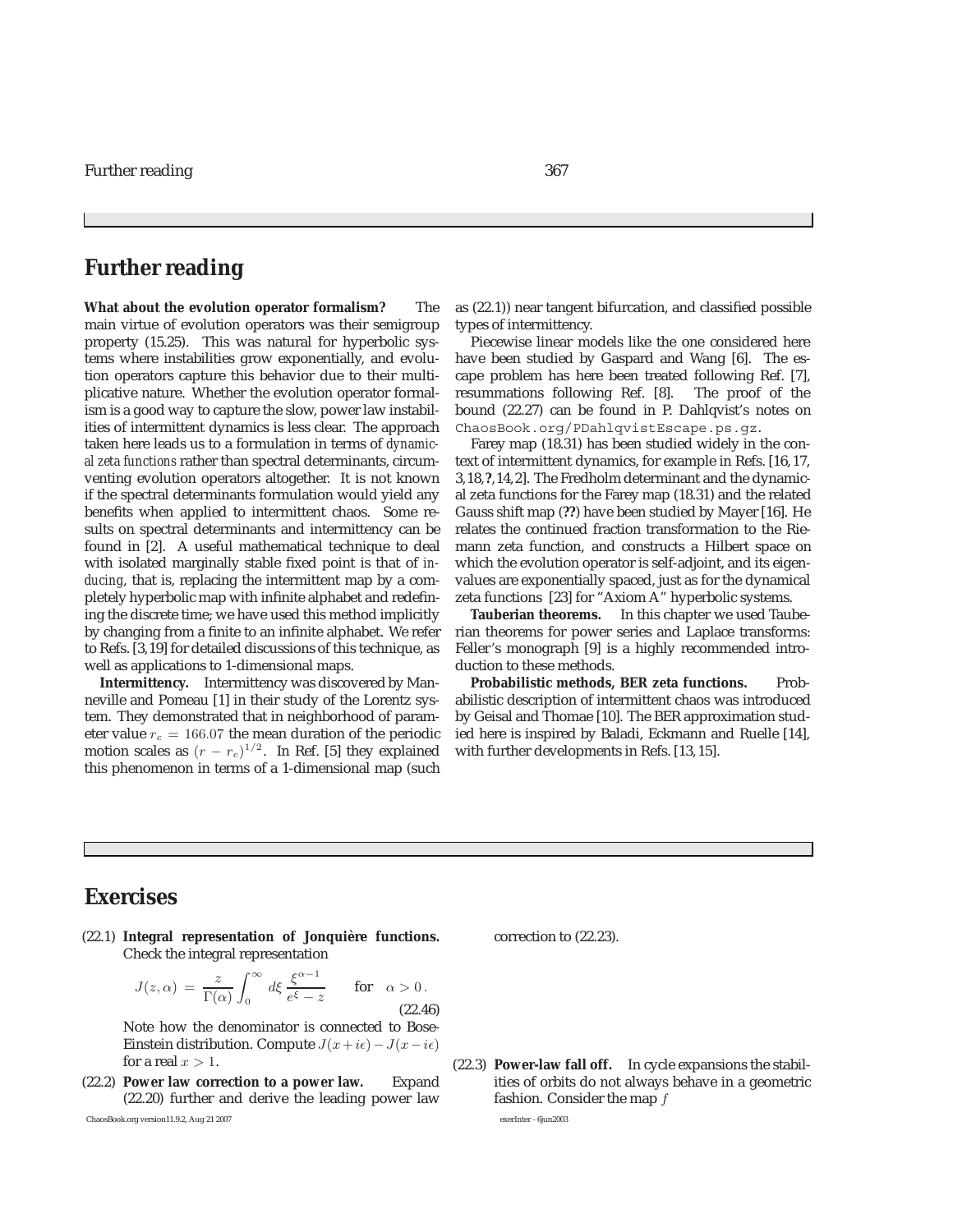## Further reading

**What about the evolution operator formalism?** The main virtue of evolution operators was their semigroup property (15.25). This was natural for hyperbolic systems where instabilities grow exponentially, and evolution operators capture this behavior due to their multiplicative nature. Whether the evolution operator formalism is a good way to capture the slow, power law instabilities of intermittent dynamics is less clear. The approach taken here leads us to a formulation in terms of *dynamical zeta functions* rather than spectral determinants, circumventing evolution operators altogether. It is not known if the spectral determinants formulation would yield any benefits when applied to intermittent chaos. Some results on spectral determinants and intermittency can be found in [2]. A useful mathematical technique to deal with isolated marginally stable fixed point is that of *inducing*, that is, replacing the intermittent map by a completely hyperbolic map with infinite alphabet and redefining the discrete time; we have used this method implicitly by changing from a finite to an infinite alphabet. We refer to Refs. [3,19] for detailed discussions of this technique, as well as applications to 1-dimensional maps.

**Intermittency.** Intermittency was discovered by Manneville and Pomeau [1] in their study of the Lorentz system. They demonstrated that in neighborhood of parameter value $r_c = 166.07$ the mean duration of the periodic motion scales as $(r - r_c)^{1/2}$. In Ref. [5] they explained this phenomenon in terms of a 1-dimensional map (such as (22.1)) near tangent bifurcation, and classified possible types of intermittency.

Piecewise linear models like the one considered here have been studied by Gaspard and Wang [6]. The escape problem has here been treated following Ref. [7], resummations following Ref. [8]. The proof of the bound (22.27) can be found in P. Dahlqvist's notes on ChaosBook.org/PDahlqvistEscape.ps.gz.

Farey map (18.31) has been studied widely in the context of intermittent dynamics, for example in Refs. [16,17,3,18,**?**,14,2]. The Fredholm determinant and the dynamical zeta functions for the Farey map (18.31) and the related Gauss shift map (**??**) have been studied by Mayer [16]. He relates the continued fraction transformation to the Riemann zeta function, and constructs a Hilbert space on which the evolution operator is self-adjoint, and its eigenvalues are exponentially spaced, just as for the dynamical zeta functions [23] for "Axiom A" hyperbolic systems.

**Tauberian theorems.** In this chapter we used Tauberian theorems for power series and Laplace transforms: Feller's monograph [9] is a highly recommended introduction to these methods.

**Probabilistic methods, BER zeta functions.** Probabilistic description of intermittent chaos was introduced by Geisal and Thomae [10]. The BER approximation studied here is inspired by Baladi, Eckmann and Ruelle [14], with further developments in Refs. [13,15].

## Exercises

(22.1) **Integral representation of Jonquière functions.** Check the integral representation

$$J(z, \alpha) = \frac{z}{\Gamma(\alpha)} \int_0^\infty d\xi \, \frac{\xi^{\alpha-1}}{e^\xi - z} \qquad \text{for} \quad \alpha > 0 \, . \tag{22.46}$$

Note how the denominator is connected to Bose-Einstein distribution. Compute $J(x+i\epsilon) - J(x-i\epsilon)$ for a real $x > 1$.

(22.2) **Power law correction to a power law.** Expand (22.20) further and derive the leading power law correction to (22.23).

(22.3) **Power-law fall off.** In cycle expansions the stabilities of orbits do not always behave in a geometric fashion. Consider the map $f$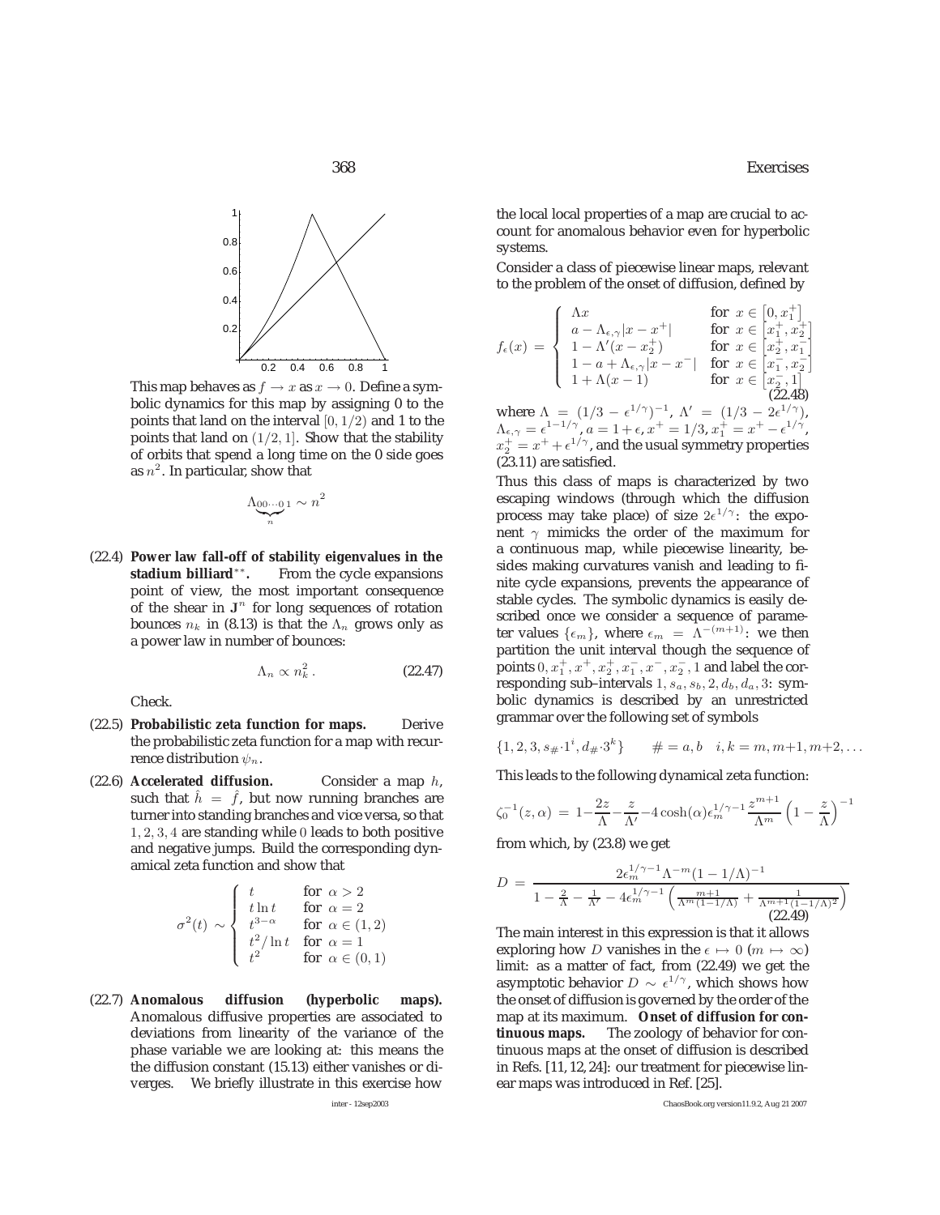This map behaves as $f \to x$ as $x \to 0$. Define a symbolic dynamics for this map by assigning 0 to the points that land on the interval $[0, 1/2)$ and 1 to the points that land on $(1/2, 1]$. Show that the stability of orbits that spend a long time on the 0 side goes as $n^2$. In particular, show that

$$\Lambda_{\underbrace{00\cdots0}_{n}1} \sim n^2$$

(22.4) **Power law fall-off of stability eigenvalues in the stadium billiard**$^{**}$. From the cycle expansions point of view, the most important consequence of the shear in $\mathbf{J}^n$ for long sequences of rotation bounces $n_k$ in (8.13) is that the $\Lambda_n$ grows only as a power law in number of bounces:

$$\Lambda_n \propto n_k^2 \,. \tag{22.47}$$

Check.

(22.5) **Probabilistic zeta function for maps.** Derive the probabilistic zeta function for a map with recurrence distribution $\psi_n$.

(22.6) **Accelerated diffusion.** Consider a map $h$, such that $\hat{h} = \hat{f}$, but now running branches are turner into standing branches and vice versa, so that $1, 2, 3, 4$ are standing while $0$ leads to both positive and negative jumps. Build the corresponding dynamical zeta function and show that

$$\sigma^2(t) \sim \begin{cases} t & \text{for } \alpha > 2 \\ t \ln t & \text{for } \alpha = 2 \\ t^{3-\alpha} & \text{for } \alpha \in (1,2) \\ t^2/\ln t & \text{for } \alpha = 1 \\ t^2 & \text{for } \alpha \in (0,1) \end{cases}$$

(22.7) **Anomalous diffusion (hyperbolic maps).** Anomalous diffusive properties are associated to deviations from linearity of the variance of the phase variable we are looking at: this means the the diffusion constant (15.13) either vanishes or diverges. We briefly illustrate in this exercise how the local local properties of a map are crucial to account for anomalous behavior even for hyperbolic systems.

Consider a class of piecewise linear maps, relevant to the problem of the onset of diffusion, defined by

$$f_\epsilon(x) = \begin{cases} \Lambda x & \text{for } x \in \left[0, x_1^+\right] \\ a - \Lambda_{\epsilon,\gamma}|x - x^+| & \text{for } x \in \left[x_1^+, x_2^+\right] \\ 1 - \Lambda'(x - x_2^+) & \text{for } x \in \left[x_2^+, x_1^-\right] \\ 1 - a + \Lambda_{\epsilon,\gamma}|x - x^-| & \text{for } x \in \left[x_1^-, x_2^-\right] \\ 1 + \Lambda(x-1) & \text{for } x \in \left[x_2^-, 1\right] \end{cases} \tag{22.48}$$

where $\Lambda = (1/3 - \epsilon^{1/\gamma})^{-1}$, $\Lambda' = (1/3 - 2\epsilon^{1/\gamma})$, $\Lambda_{\epsilon,\gamma} = \epsilon^{1-1/\gamma}$, $a = 1+\epsilon$, $x^+ = 1/3$, $x_1^+ = x^+ - \epsilon^{1/\gamma}$, $x_2^+ = x^+ + \epsilon^{1/\gamma}$, and the usual symmetry properties (23.11) are satisfied.

Thus this class of maps is characterized by two escaping windows (through which the diffusion process may take place) of size $2\epsilon^{1/\gamma}$: the exponent $\gamma$ mimicks the order of the maximum for a continuous map, while piecewise linearity, besides making curvatures vanish and leading to finite cycle expansions, prevents the appearance of stable cycles. The symbolic dynamics is easily described once we consider a sequence of parameter values $\{\epsilon_m\}$, where $\epsilon_m = \Lambda^{-(m+1)}$: we then partition the unit interval though the sequence of points $0, x_1^+, x^+, x_2^+, x_1^-, x^-, x_2^-, 1$ and label the corresponding sub–intervals $1, s_a, s_b, 2, d_b, d_a, 3$: symbolic dynamics is described by an unrestricted grammar over the following set of symbols

$$\{1, 2, 3, s_\# \cdot 1^i, d_\# \cdot 3^k\} \qquad \# = a, b \quad i, k = m, m+1, m+2, \ldots$$

This leads to the following dynamical zeta function:

$$\zeta_0^{-1}(z,\alpha) = 1 - \frac{2z}{\Lambda} - \frac{z}{\Lambda'} - 4\cosh(\alpha)\epsilon_m^{1/\gamma-1}\frac{z^{m+1}}{\Lambda^m}\left(1 - \frac{z}{\Lambda}\right)^{-1}$$

from which, by (23.8) we get

$$D = \frac{2\epsilon_m^{1/\gamma-1}\Lambda^{-m}(1-1/\Lambda)^{-1}}{1 - \frac{2}{\Lambda} - \frac{1}{\Lambda'} - 4\epsilon_m^{1/\gamma-1}\left(\frac{m+1}{\Lambda^m(1-1/\Lambda)} + \frac{1}{\Lambda^{m+1}(1-1/\Lambda)^2}\right)} \tag{22.49}$$

The main interest in this expression is that it allows exploring how $D$ vanishes in the $\epsilon \mapsto 0$ ($m \mapsto \infty$) limit: as a matter of fact, from (22.49) we get the asymptotic behavior $D \sim \epsilon^{1/\gamma}$, which shows how the onset of diffusion is governed by the order of the map at its maximum. **Onset of diffusion for continuous maps.** The zoology of behavior for continuous maps at the onset of diffusion is described in Refs. [11, 12, 24]: our treatment for piecewise linear maps was introduced in Ref. [25].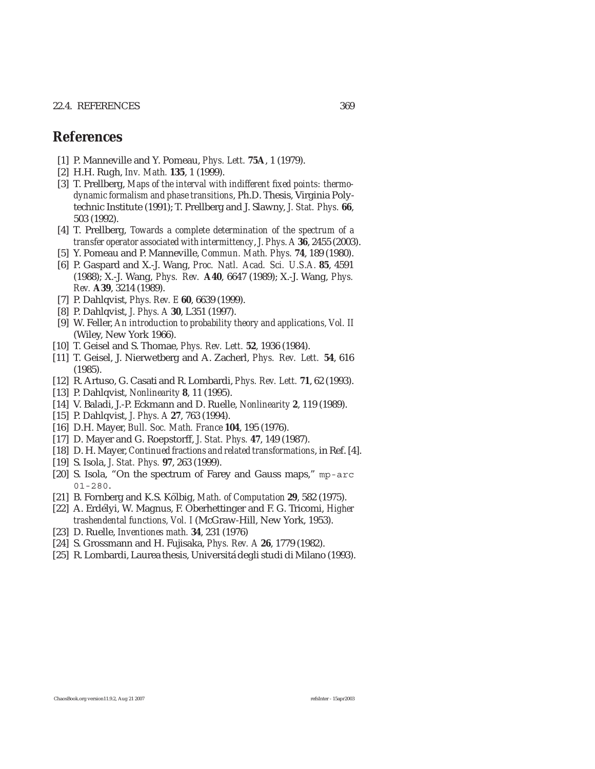## References

[1] P. Manneville and Y. Pomeau, *Phys. Lett.* **75A**, 1 (1979).

[2] H.H. Rugh, *Inv. Math.* **135**, 1 (1999).

[3] T. Prellberg, *Maps of the interval with indifferent fixed points: thermodynamic formalism and phase transitions*, Ph.D. Thesis, Virginia Polytechnic Institute (1991); T. Prellberg and J. Slawny, *J. Stat. Phys.* **66**, 503 (1992).

[4] T. Prellberg, *Towards a complete determination of the spectrum of a transfer operator associated with intermittency*, *J. Phys. A* **36**, 2455 (2003).

[5] Y. Pomeau and P. Manneville, *Commun. Math. Phys.* **74**, 189 (1980).

[6] P. Gaspard and X.-J. Wang, *Proc. Natl. Acad. Sci. U.S.A.* **85**, 4591 (1988); X.-J. Wang, *Phys. Rev.* **A40**, 6647 (1989); X.-J. Wang, *Phys. Rev.* **A39**, 3214 (1989).

[7] P. Dahlqvist, *Phys. Rev. E* **60**, 6639 (1999).

[8] P. Dahlqvist, *J. Phys. A* **30**, L351 (1997).

[9] W. Feller, *An introduction to probability theory and applications, Vol. II* (Wiley, New York 1966).

[10] T. Geisel and S. Thomae, *Phys. Rev. Lett.* **52**, 1936 (1984).

[11] T. Geisel, J. Nierwetberg and A. Zacherl, *Phys. Rev. Lett.* **54**, 616 (1985).

[12] R. Artuso, G. Casati and R. Lombardi, *Phys. Rev. Lett.* **71**, 62 (1993).

[13] P. Dahlqvist, *Nonlinearity* **8**, 11 (1995).

[14] V. Baladi, J.-P. Eckmann and D. Ruelle, *Nonlinearity* **2**, 119 (1989).

[15] P. Dahlqvist, *J. Phys. A* **27**, 763 (1994).

[16] D.H. Mayer, *Bull. Soc. Math. France* **104**, 195 (1976).

[17] D. Mayer and G. Roepstorff, *J. Stat. Phys.* **47**, 149 (1987).

[18] D. H. Mayer, *Continued fractions and related transformations*, in Ref. [4].

[19] S. Isola, *J. Stat. Phys.* **97**, 263 (1999).

[20] S. Isola, "On the spectrum of Farey and Gauss maps," `mp-arc 01-280`.

[21] B. Fornberg and K.S. Kölbig, *Math. of Computation* **29**, 582 (1975).

[22] A. Erdélyi, W. Magnus, F. Oberhettinger and F. G. Tricomi, *Higher trashendental functions, Vol. I* (McGraw-Hill, New York, 1953).

[23] D. Ruelle, *Inventiones math.* **34**, 231 (1976)

[24] S. Grossmann and H. Fujisaka, *Phys. Rev. A* **26**, 1779 (1982).

[25] R. Lombardi, Laurea thesis, Universitá degli studi di Milano (1993).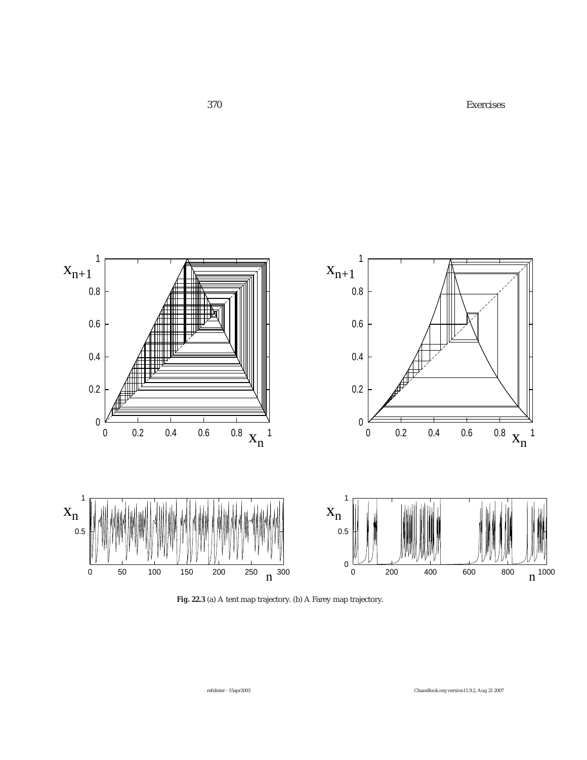**Fig. 22.3** (a) A tent map trajectory. (b) A Farey map trajectory.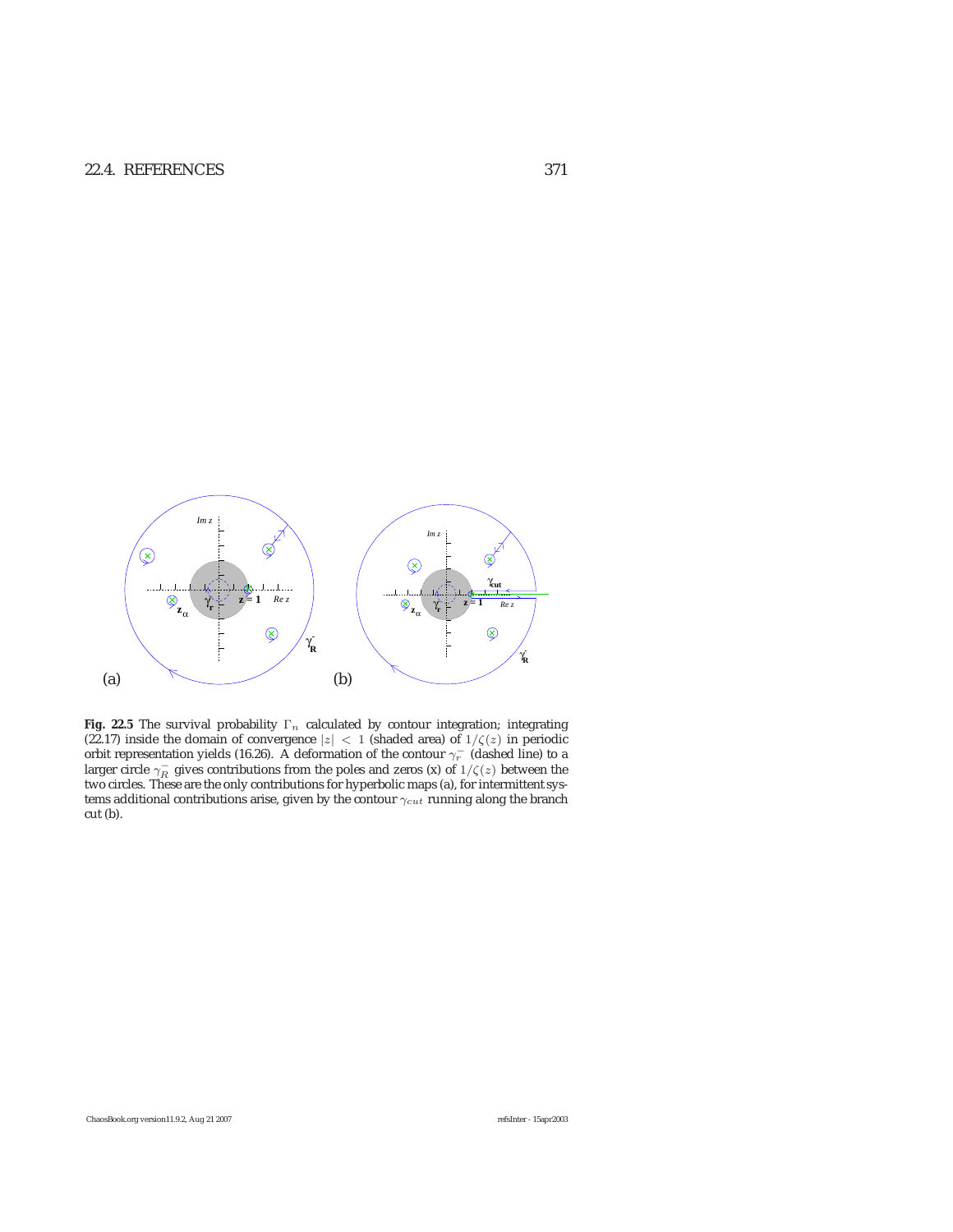Im z

z = 1

Re z

$z_\alpha$

$\gamma_r$

$\gamma_R^-$

(a)

Im z

$\gamma_{cut}$

z = 1

Re z

$z_\alpha$

$\gamma_r$

$\gamma_R^-$

(b)

**Fig. 22.5** The survival probability $\Gamma_n$ calculated by contour integration; integrating (22.17) inside the domain of convergence $|z| < 1$ (shaded area) of $1/\zeta(z)$ in periodic orbit representation yields (16.26). A deformation of the contour $\gamma_r^-$ (dashed line) to a larger circle $\gamma_R^-$ gives contributions from the poles and zeros (x) of $1/\zeta(z)$ between the two circles. These are the only contributions for hyperbolic maps (a), for intermittent systems additional contributions arise, given by the contour $\gamma_{cut}$ running along the branch cut (b).